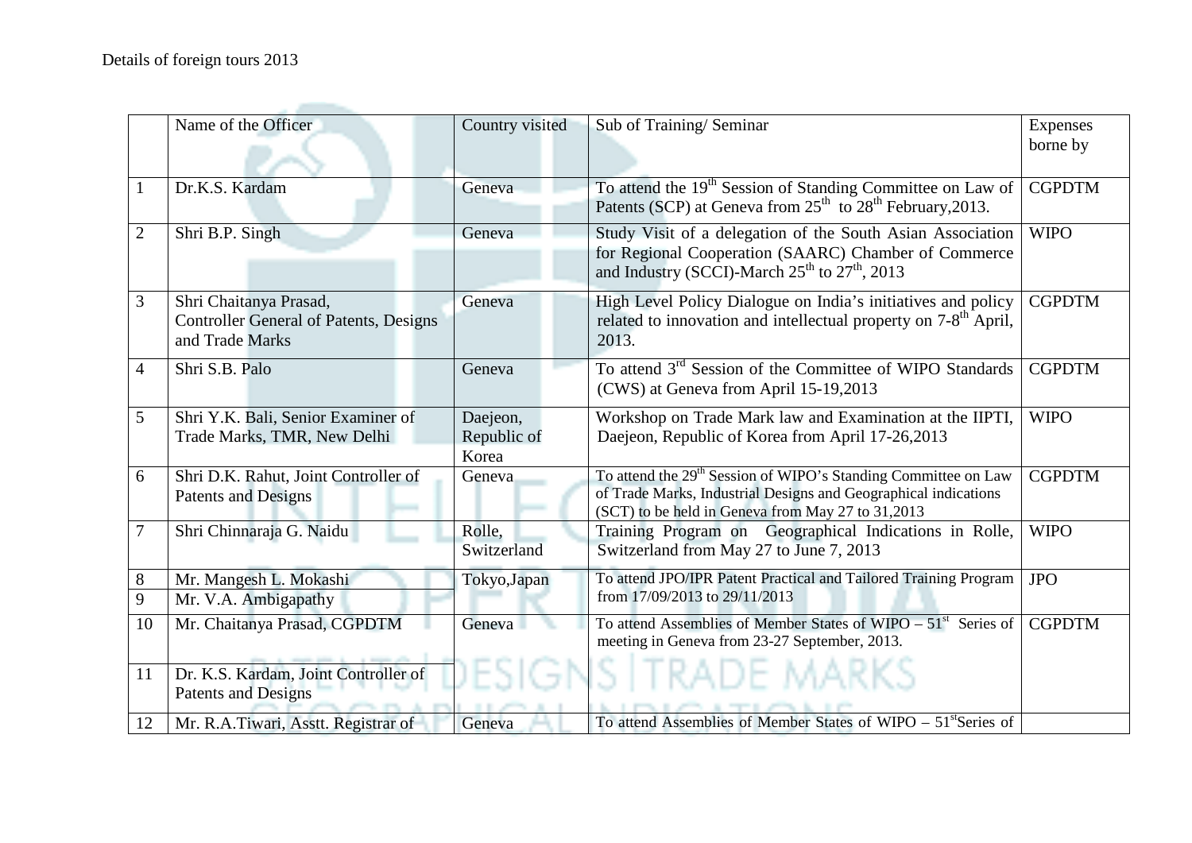Details of foreign tours 2013

| | Name of the Officer | Country visited | Sub of Training/ Seminar | Expenses borne by |
|---|---|---|---|---|
| 1 | Dr.K.S. Kardam | Geneva | To attend the 19th Session of Standing Committee on Law of Patents (SCP) at Geneva from 25th to 28th February,2013. | CGPDTM |
| 2 | Shri B.P. Singh | Geneva | Study Visit of a delegation of the South Asian Association for Regional Cooperation (SAARC) Chamber of Commerce and Industry (SCCI)-March 25th to 27th, 2013 | WIPO |
| 3 | Shri Chaitanya Prasad, Controller General of Patents, Designs and Trade Marks | Geneva | High Level Policy Dialogue on India's initiatives and policy related to innovation and intellectual property on 7-8th April, 2013. | CGPDTM |
| 4 | Shri S.B. Palo | Geneva | To attend 3rd Session of the Committee of WIPO Standards (CWS) at Geneva from April 15-19,2013 | CGPDTM |
| 5 | Shri Y.K. Bali, Senior Examiner of Trade Marks, TMR, New Delhi | Daejeon, Republic of Korea | Workshop on Trade Mark law and Examination at the IIPTI, Daejeon, Republic of Korea from April 17-26,2013 | WIPO |
| 6 | Shri D.K. Rahut, Joint Controller of Patents and Designs | Geneva | To attend the 29th Session of WIPO's Standing Committee on Law of Trade Marks, Industrial Designs and Geographical indications (SCT) to be held in Geneva from May 27 to 31,2013 | CGPDTM |
| 7 | Shri Chinnaraja G. Naidu | Rolle, Switzerland | Training Program on Geographical Indications in Rolle, Switzerland from May 27 to June 7, 2013 | WIPO |
| 8 | Mr. Mangesh L. Mokashi | Tokyo,Japan | To attend JPO/IPR Patent Practical and Tailored Training Program from 17/09/2013 to 29/11/2013 | JPO |
| 9 | Mr. V.A. Ambigapathy | | | |
| 10 | Mr. Chaitanya Prasad, CGPDTM | Geneva | To attend Assemblies of Member States of WIPO – 51st Series of meeting in Geneva from 23-27 September, 2013. | CGPDTM |
| 11 | Dr. K.S. Kardam, Joint Controller of Patents and Designs | | | |
| 12 | Mr. R.A.Tiwari, Asstt. Registrar of | Geneva | To attend Assemblies of Member States of WIPO – 51stSeries of | |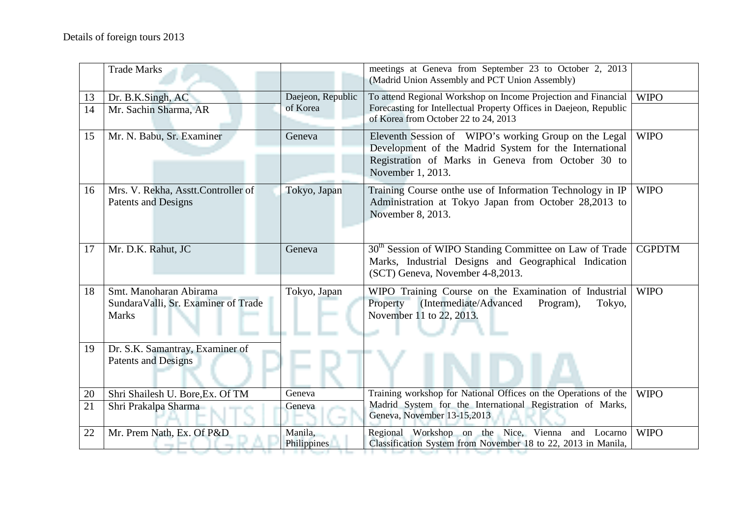Details of foreign tours 2013

| | | | | |
|---|---|---|---|---|
| | Trade Marks | | meetings at Geneva from September 23 to October 2, 2013 (Madrid Union Assembly and PCT Union Assembly) | |
| 13 | Dr. B.K.Singh, AC | Daejeon, Republic of Korea | To attend Regional Workshop on Income Projection and Financial Forecasting for Intellectual Property Offices in Daejeon, Republic of Korea from October 22 to 24, 2013 | WIPO |
| 14 | Mr. Sachin Sharma, AR | | | |
| 15 | Mr. N. Babu, Sr. Examiner | Geneva | Eleventh Session of WIPO's working Group on the Legal Development of the Madrid System for the International Registration of Marks in Geneva from October 30 to November 1, 2013. | WIPO |
| 16 | Mrs. V. Rekha, Asstt.Controller of Patents and Designs | Tokyo, Japan | Training Course onthe use of Information Technology in IP Administration at Tokyo Japan from October 28,2013 to November 8, 2013. | WIPO |
| 17 | Mr. D.K. Rahut, JC | Geneva | 30th Session of WIPO Standing Committee on Law of Trade Marks, Industrial Designs and Geographical Indication (SCT) Geneva, November 4-8,2013. | CGPDTM |
| 18 | Smt. Manoharan Abirama SundaraValli, Sr. Examiner of Trade Marks | Tokyo, Japan | WIPO Training Course on the Examination of Industrial Property (Intermediate/Advanced Program), Tokyo, November 11 to 22, 2013. | WIPO |
| 19 | Dr. S.K. Samantray, Examiner of Patents and Designs | | | |
| 20 | Shri Shailesh U. Bore,Ex. Of TM | Geneva | Training workshop for National Offices on the Operations of the Madrid System for the International Registration of Marks, Geneva, November 13-15,2013 | WIPO |
| 21 | Shri Prakalpa Sharma | Geneva | | |
| 22 | Mr. Prem Nath, Ex. Of P&D | Manila, Philippines | Regional Workshop on the Nice, Vienna and Locarno Classification System from November 18 to 22, 2013 in Manila, | WIPO |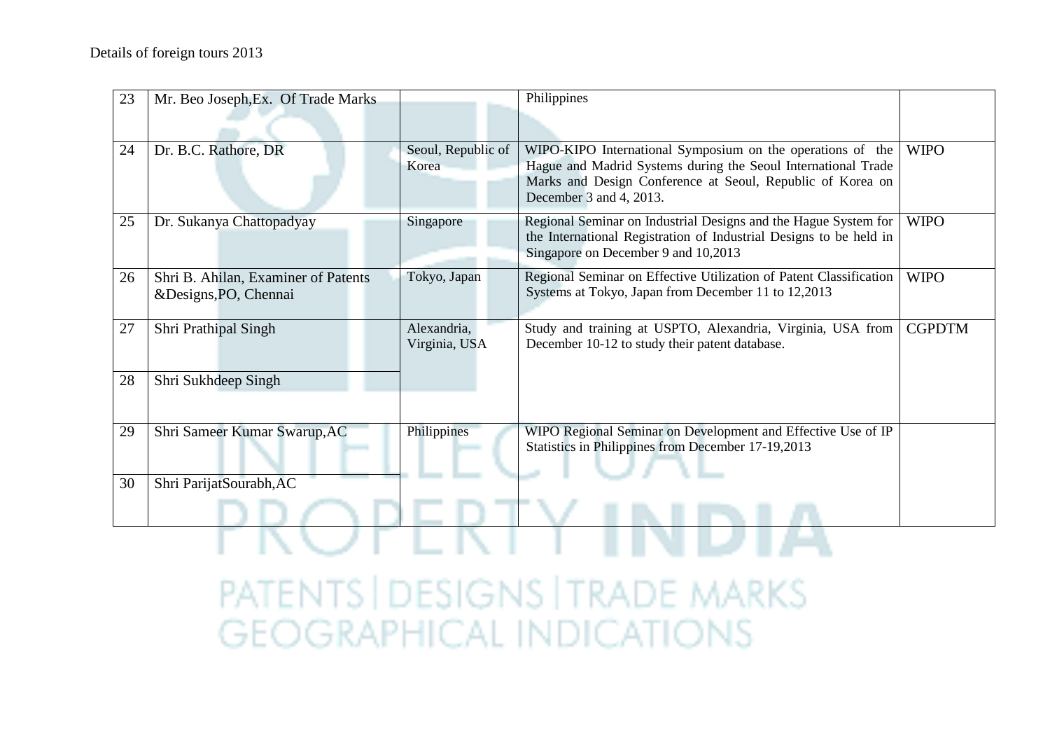Details of foreign tours 2013

| | | | | |
|---|---|---|---|---|
| 23 | Mr. Beo Joseph,Ex. Of Trade Marks | | Philippines | |
| 24 | Dr. B.C. Rathore, DR | Seoul, Republic of Korea | WIPO-KIPO International Symposium on the operations of the Hague and Madrid Systems during the Seoul International Trade Marks and Design Conference at Seoul, Republic of Korea on December 3 and 4, 2013. | WIPO |
| 25 | Dr. Sukanya Chattopadyay | Singapore | Regional Seminar on Industrial Designs and the Hague System for the International Registration of Industrial Designs to be held in Singapore on December 9 and 10,2013 | WIPO |
| 26 | Shri B. Ahilan, Examiner of Patents &Designs,PO, Chennai | Tokyo, Japan | Regional Seminar on Effective Utilization of Patent Classification Systems at Tokyo, Japan from December 11 to 12,2013 | WIPO |
| 27 | Shri Prathipal Singh | Alexandria, Virginia, USA | Study and training at USPTO, Alexandria, Virginia, USA from December 10-12 to study their patent database. | CGPDTM |
| 28 | Shri Sukhdeep Singh | | | |
| 29 | Shri Sameer Kumar Swarup,AC | Philippines | WIPO Regional Seminar on Development and Effective Use of IP Statistics in Philippines from December 17-19,2013 | |
| 30 | Shri ParijatSourabh,AC | | | |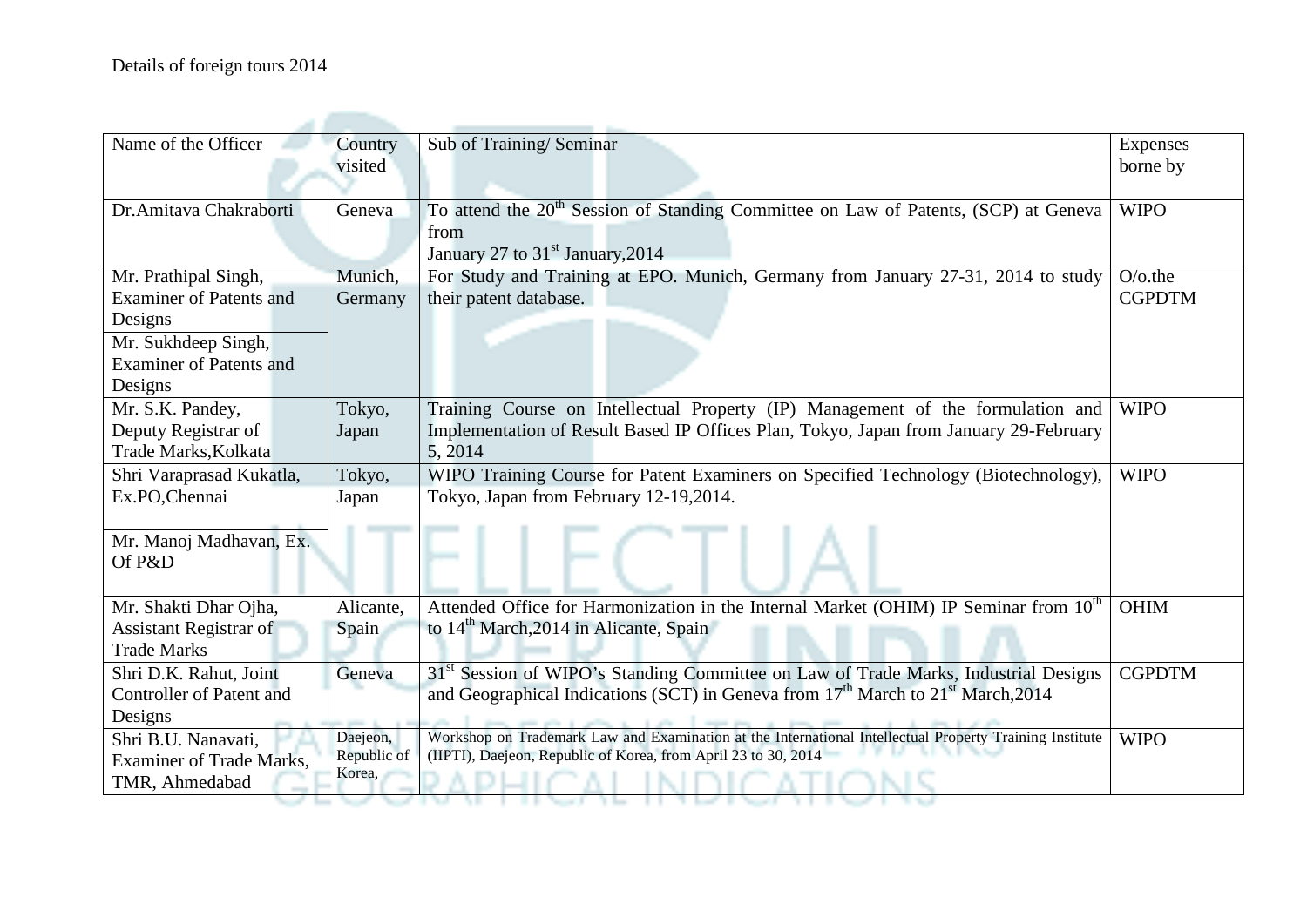Details of foreign tours 2014

| Name of the Officer | Country visited | Sub of Training/ Seminar | Expenses borne by |
|---|---|---|---|
| Dr.Amitava Chakraborti | Geneva | To attend the 20th Session of Standing Committee on Law of Patents, (SCP) at Geneva from January 27 to 31st January,2014 | WIPO |
| Mr. Prathipal Singh, Examiner of Patents and Designs<br>Mr. Sukhdeep Singh, Examiner of Patents and Designs | Munich, Germany | For Study and Training at EPO. Munich, Germany from January 27-31, 2014 to study their patent database. | O/o.the CGPDTM |
| Mr. S.K. Pandey, Deputy Registrar of Trade Marks,Kolkata | Tokyo, Japan | Training Course on Intellectual Property (IP) Management of the formulation and Implementation of Result Based IP Offices Plan, Tokyo, Japan from January 29-February 5, 2014 | WIPO |
| Shri Varaprasad Kukatla, Ex.PO,Chennai<br>Mr. Manoj Madhavan, Ex. Of P&D | Tokyo, Japan | WIPO Training Course for Patent Examiners on Specified Technology (Biotechnology), Tokyo, Japan from February 12-19,2014. | WIPO |
| Mr. Shakti Dhar Ojha, Assistant Registrar of Trade Marks | Alicante, Spain | Attended Office for Harmonization in the Internal Market (OHIM) IP Seminar from 10th to 14th March,2014 in Alicante, Spain | OHIM |
| Shri D.K. Rahut, Joint Controller of Patent and Designs | Geneva | 31st Session of WIPO's Standing Committee on Law of Trade Marks, Industrial Designs and Geographical Indications (SCT) in Geneva from 17th March to 21st March,2014 | CGPDTM |
| Shri B.U. Nanavati, Examiner of Trade Marks, TMR, Ahmedabad | Daejeon, Republic of Korea, | Workshop on Trademark Law and Examination at the International Intellectual Property Training Institute (IIPTI), Daejeon, Republic of Korea, from April 23 to 30, 2014 | WIPO |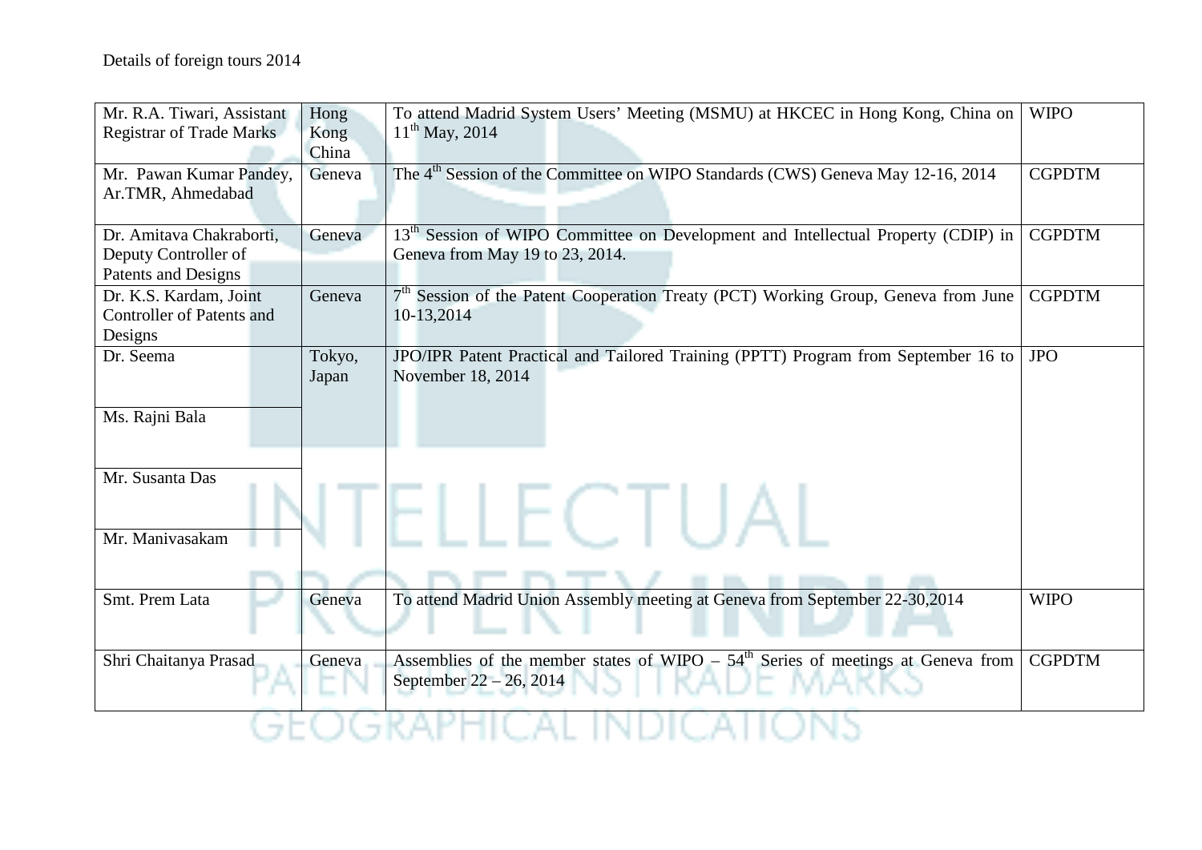Details of foreign tours 2014

| | | | |
|---|---|---|---|
| Mr. R.A. Tiwari, Assistant Registrar of Trade Marks | Hong Kong China | To attend Madrid System Users' Meeting (MSMU) at HKCEC in Hong Kong, China on 11th May, 2014 | WIPO |
| Mr. Pawan Kumar Pandey, Ar.TMR, Ahmedabad | Geneva | The 4th Session of the Committee on WIPO Standards (CWS) Geneva May 12-16, 2014 | CGPDTM |
| Dr. Amitava Chakraborti, Deputy Controller of Patents and Designs | Geneva | 13th Session of WIPO Committee on Development and Intellectual Property (CDIP) in Geneva from May 19 to 23, 2014. | CGPDTM |
| Dr. K.S. Kardam, Joint Controller of Patents and Designs | Geneva | 7th Session of the Patent Cooperation Treaty (PCT) Working Group, Geneva from June 10-13,2014 | CGPDTM |
| Dr. Seema | Tokyo, Japan | JPO/IPR Patent Practical and Tailored Training (PPTT) Program from September 16 to November 18, 2014 | JPO |
| Ms. Rajni Bala | | | |
| Mr. Susanta Das | | | |
| Mr. Manivasakam | | | |
| Smt. Prem Lata | Geneva | To attend Madrid Union Assembly meeting at Geneva from September 22-30,2014 | WIPO |
| Shri Chaitanya Prasad | Geneva | Assemblies of the member states of WIPO – 54th Series of meetings at Geneva from September 22 – 26, 2014 | CGPDTM |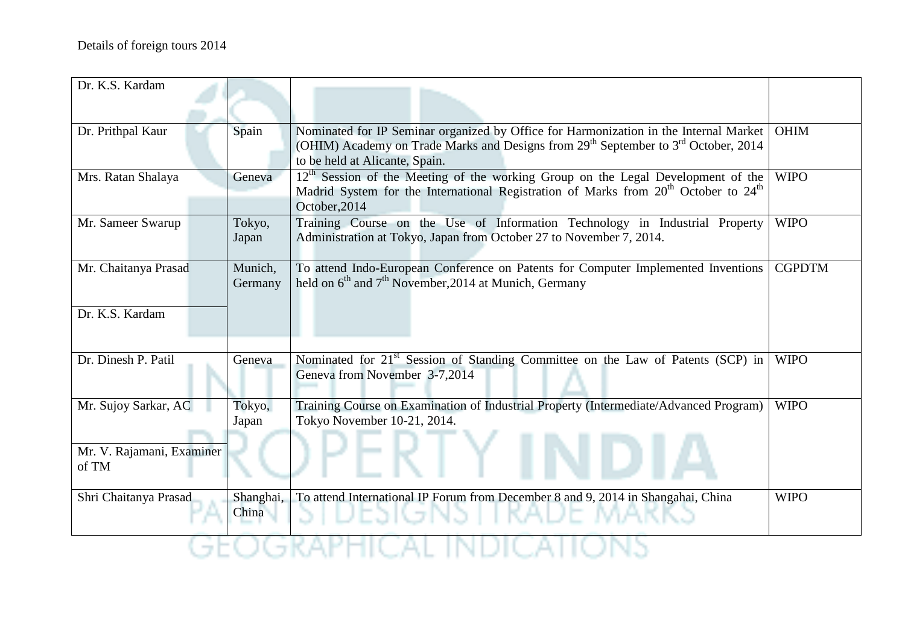Details of foreign tours 2014

| | | | |
|---|---|---|---|
| Dr. K.S. Kardam | | | |
| Dr. Prithpal Kaur | Spain | Nominated for IP Seminar organized by Office for Harmonization in the Internal Market (OHIM) Academy on Trade Marks and Designs from 29th September to 3rd October, 2014 to be held at Alicante, Spain. | OHIM |
| Mrs. Ratan Shalaya | Geneva | 12th Session of the Meeting of the working Group on the Legal Development of the Madrid System for the International Registration of Marks from 20th October to 24th October,2014 | WIPO |
| Mr. Sameer Swarup | Tokyo, Japan | Training Course on the Use of Information Technology in Industrial Property Administration at Tokyo, Japan from October 27 to November 7, 2014. | WIPO |
| Mr. Chaitanya Prasad | Munich, Germany | To attend Indo-European Conference on Patents for Computer Implemented Inventions held on 6th and 7th November,2014 at Munich, Germany | CGPDTM |
| Dr. K.S. Kardam | | | |
| Dr. Dinesh P. Patil | Geneva | Nominated for 21st Session of Standing Committee on the Law of Patents (SCP) in Geneva from November 3-7,2014 | WIPO |
| Mr. Sujoy Sarkar, AC | Tokyo, Japan | Training Course on Examination of Industrial Property (Intermediate/Advanced Program) Tokyo November 10-21, 2014. | WIPO |
| Mr. V. Rajamani, Examiner of TM | | | |
| Shri Chaitanya Prasad | Shanghai, China | To attend International IP Forum from December 8 and 9, 2014 in Shangahai, China | WIPO |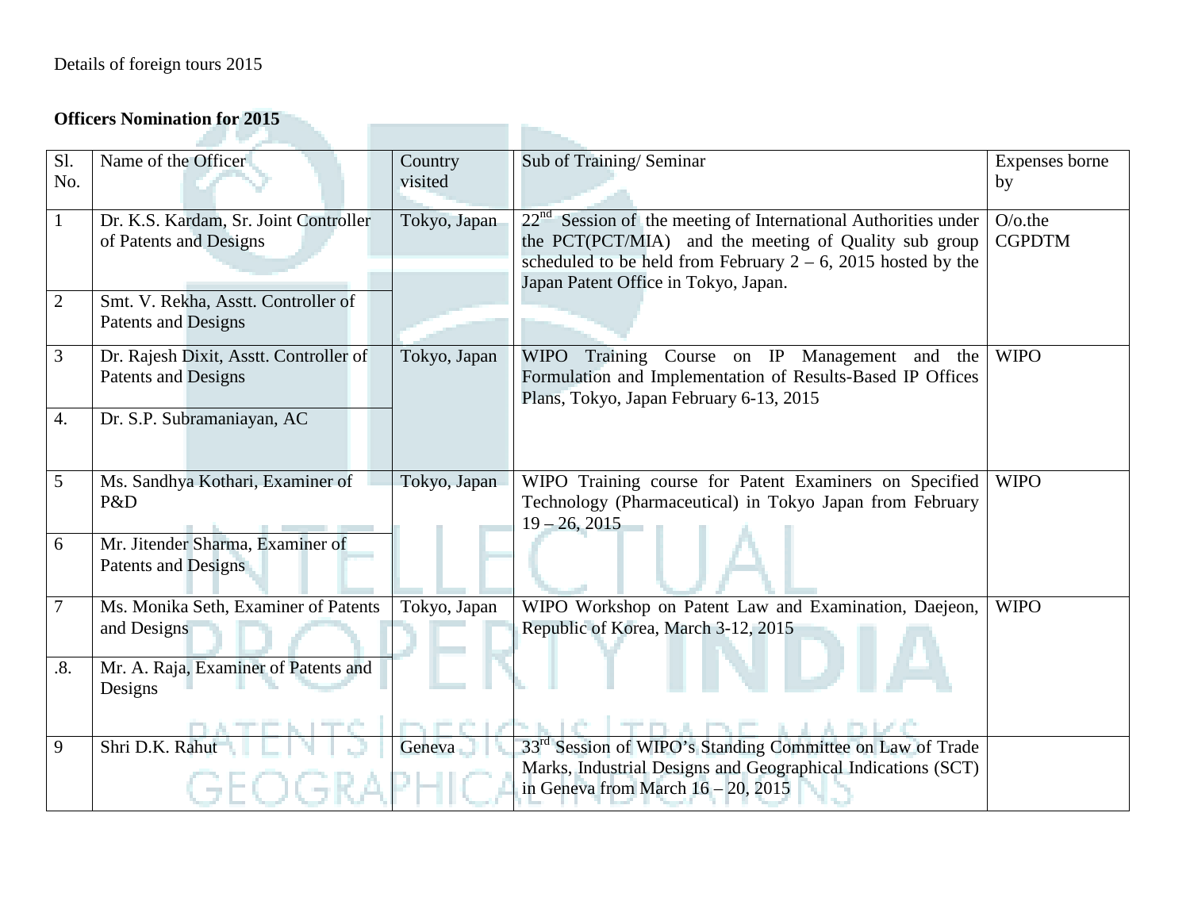Details of foreign tours 2015

**Officers Nomination for 2015**

| Sl. No. | Name of the Officer | Country visited | Sub of Training/ Seminar | Expenses borne by |
|---|---|---|---|---|
| 1 | Dr. K.S. Kardam, Sr. Joint Controller of Patents and Designs | Tokyo, Japan | 22nd Session of the meeting of International Authorities under the PCT(PCT/MIA) and the meeting of Quality sub group scheduled to be held from February 2 – 6, 2015 hosted by the Japan Patent Office in Tokyo, Japan. | O/o.the CGPDTM |
| 2 | Smt. V. Rekha, Asstt. Controller of Patents and Designs | | | |
| 3 | Dr. Rajesh Dixit, Asstt. Controller of Patents and Designs | Tokyo, Japan | WIPO Training Course on IP Management and the Formulation and Implementation of Results-Based IP Offices Plans, Tokyo, Japan February 6-13, 2015 | WIPO |
| 4. | Dr. S.P. Subramaniayan, AC | | | |
| 5 | Ms. Sandhya Kothari, Examiner of P&D | Tokyo, Japan | WIPO Training course for Patent Examiners on Specified Technology (Pharmaceutical) in Tokyo Japan from February 19 – 26, 2015 | WIPO |
| 6 | Mr. Jitender Sharma, Examiner of Patents and Designs | | | |
| 7 | Ms. Monika Seth, Examiner of Patents and Designs | Tokyo, Japan | WIPO Workshop on Patent Law and Examination, Daejeon, Republic of Korea, March 3-12, 2015 | WIPO |
| .8. | Mr. A. Raja, Examiner of Patents and Designs | | | |
| 9 | Shri D.K. Rahut | Geneva | 33rd Session of WIPO's Standing Committee on Law of Trade Marks, Industrial Designs and Geographical Indications (SCT) in Geneva from March 16 – 20, 2015 | |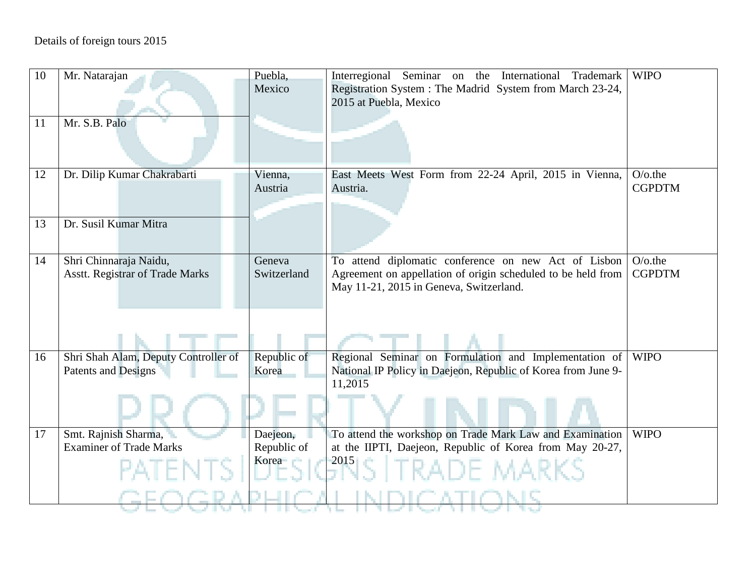Details of foreign tours 2015

| | | | | |
|---|---|---|---|---|
| 10 | Mr. Natarajan | Puebla, Mexico | Interregional Seminar on the International Trademark Registration System : The Madrid System from March 23-24, 2015 at Puebla, Mexico | WIPO |
| 11 | Mr. S.B. Palo | | | |
| 12 | Dr. Dilip Kumar Chakrabarti | Vienna, Austria | East Meets West Form from 22-24 April, 2015 in Vienna, Austria. | O/o.the CGPDTM |
| 13 | Dr. Susil Kumar Mitra | | | |
| 14 | Shri Chinnaraja Naidu, Asstt. Registrar of Trade Marks | Geneva Switzerland | To attend diplomatic conference on new Act of Lisbon Agreement on appellation of origin scheduled to be held from May 11-21, 2015 in Geneva, Switzerland. | O/o.the CGPDTM |
| 16 | Shri Shah Alam, Deputy Controller of Patents and Designs | Republic of Korea | Regional Seminar on Formulation and Implementation of National IP Policy in Daejeon, Republic of Korea from June 9-11,2015 | WIPO |
| 17 | Smt. Rajnish Sharma, Examiner of Trade Marks | Daejeon, Republic of Korea | To attend the workshop on Trade Mark Law and Examination at the IIPTI, Daejeon, Republic of Korea from May 20-27, 2015 | WIPO |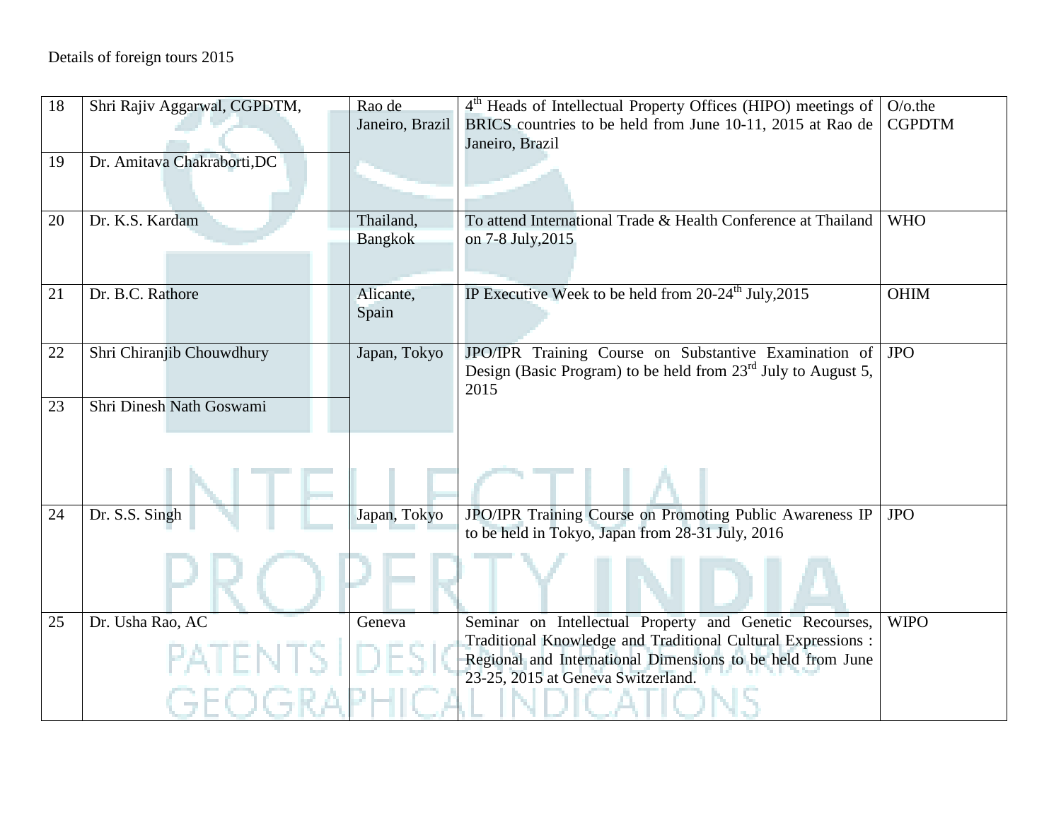Details of foreign tours 2015

| | | | | |
|---|---|---|---|---|
| 18 | Shri Rajiv Aggarwal, CGPDTM, | Rao de Janeiro, Brazil | 4th Heads of Intellectual Property Offices (HIPO) meetings of BRICS countries to be held from June 10-11, 2015 at Rao de Janeiro, Brazil | O/o.the CGPDTM |
| 19 | Dr. Amitava Chakraborti,DC | | | |
| 20 | Dr. K.S. Kardam | Thailand, Bangkok | To attend International Trade & Health Conference at Thailand on 7-8 July,2015 | WHO |
| 21 | Dr. B.C. Rathore | Alicante, Spain | IP Executive Week to be held from 20-24th July,2015 | OHIM |
| 22 | Shri Chiranjib Chouwdhury | Japan, Tokyo | JPO/IPR Training Course on Substantive Examination of Design (Basic Program) to be held from 23rd July to August 5, 2015 | JPO |
| 23 | Shri Dinesh Nath Goswami | | | |
| 24 | Dr. S.S. Singh | Japan, Tokyo | JPO/IPR Training Course on Promoting Public Awareness IP to be held in Tokyo, Japan from 28-31 July, 2016 | JPO |
| 25 | Dr. Usha Rao, AC | Geneva | Seminar on Intellectual Property and Genetic Recourses, Traditional Knowledge and Traditional Cultural Expressions : Regional and International Dimensions to be held from June 23-25, 2015 at Geneva Switzerland. | WIPO |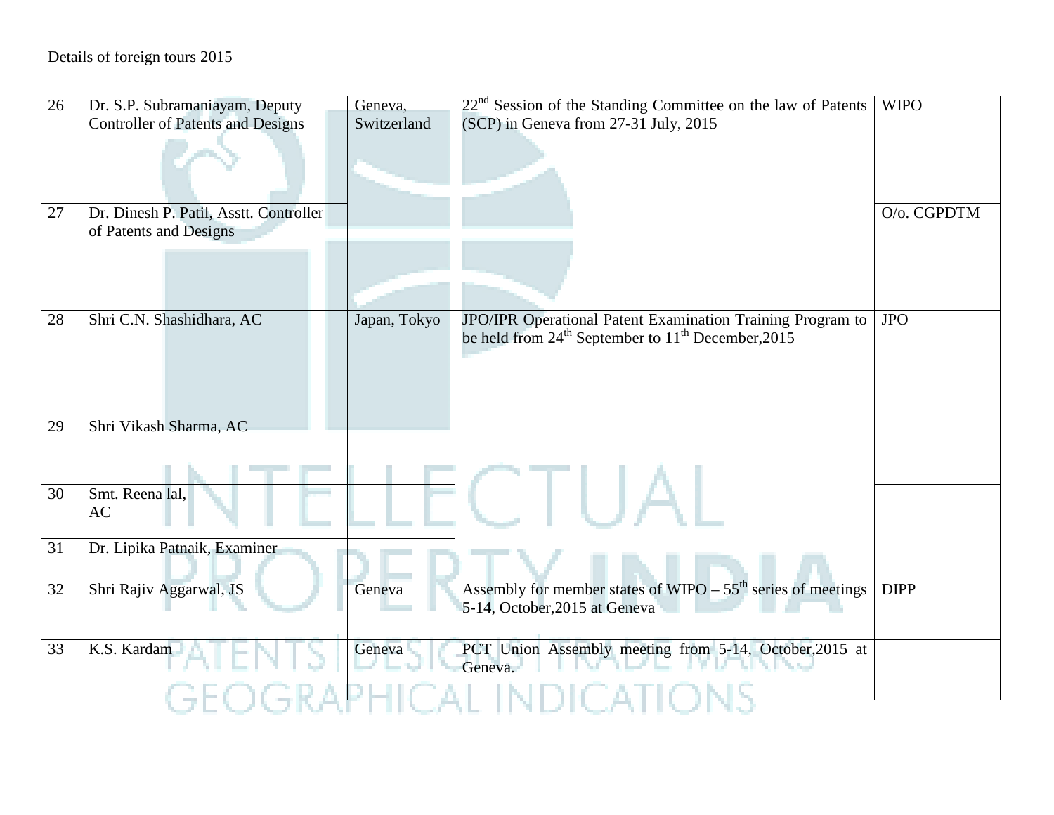Details of foreign tours 2015

| | | | | |
|---|---|---|---|---|
| 26 | Dr. S.P. Subramaniayam, Deputy Controller of Patents and Designs | Geneva, Switzerland | 22nd Session of the Standing Committee on the law of Patents (SCP) in Geneva from 27-31 July, 2015 | WIPO |
| 27 | Dr. Dinesh P. Patil, Asstt. Controller of Patents and Designs | | | O/o. CGPDTM |
| 28 | Shri C.N. Shashidhara, AC | Japan, Tokyo | JPO/IPR Operational Patent Examination Training Program to be held from 24th September to 11th December,2015 | JPO |
| 29 | Shri Vikash Sharma, AC | | | |
| 30 | Smt. Reena lal, AC | | | |
| 31 | Dr. Lipika Patnaik, Examiner | | | |
| 32 | Shri Rajiv Aggarwal, JS | Geneva | Assembly for member states of WIPO – 55th series of meetings 5-14, October,2015 at Geneva | DIPP |
| 33 | K.S. Kardam | Geneva | PCT Union Assembly meeting from 5-14, October,2015 at Geneva. | |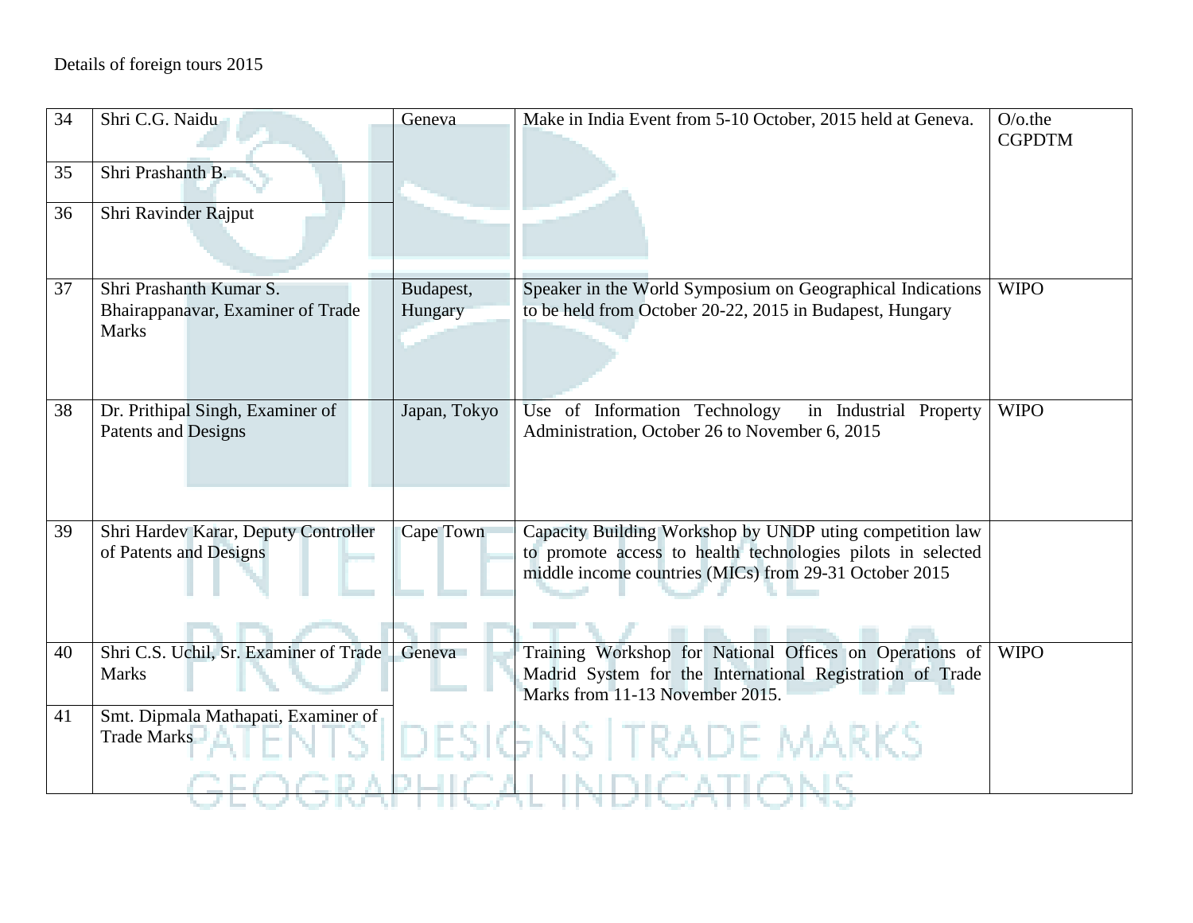Details of foreign tours 2015

| | | | | |
|---|---|---|---|---|
| 34 | Shri C.G. Naidu | Geneva | Make in India Event from 5-10 October, 2015 held at Geneva. | O/o.the CGPDTM |
| 35 | Shri Prashanth B. | | | |
| 36 | Shri Ravinder Rajput | | | |
| 37 | Shri Prashanth Kumar S. Bhairappanavar, Examiner of Trade Marks | Budapest, Hungary | Speaker in the World Symposium on Geographical Indications to be held from October 20-22, 2015 in Budapest, Hungary | WIPO |
| 38 | Dr. Prithipal Singh, Examiner of Patents and Designs | Japan, Tokyo | Use of Information Technology in Industrial Property Administration, October 26 to November 6, 2015 | WIPO |
| 39 | Shri Hardev Karar, Deputy Controller of Patents and Designs | Cape Town | Capacity Building Workshop by UNDP uting competition law to promote access to health technologies pilots in selected middle income countries (MICs) from 29-31 October 2015 | |
| 40 | Shri C.S. Uchil, Sr. Examiner of Trade Marks | Geneva | Training Workshop for National Offices on Operations of Madrid System for the International Registration of Trade Marks from 11-13 November 2015. | WIPO |
| 41 | Smt. Dipmala Mathapati, Examiner of Trade Marks | | | |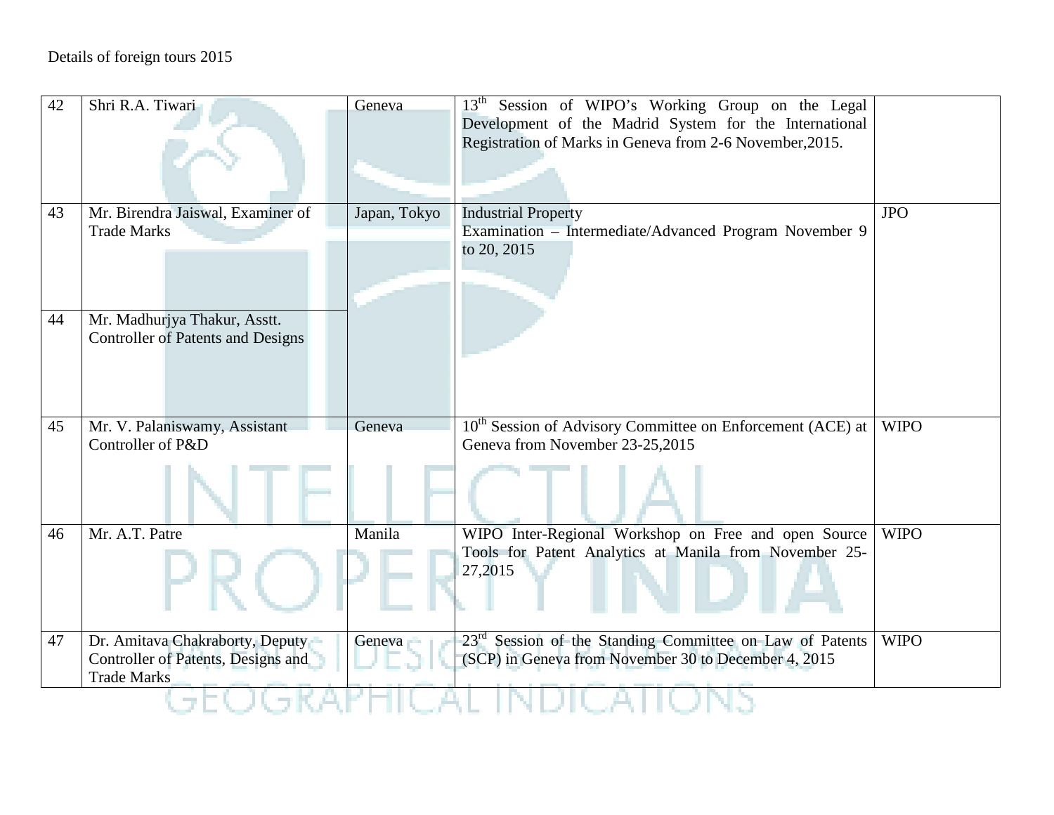Details of foreign tours 2015

| 42 | Shri R.A. Tiwari | Geneva | 13th Session of WIPO's Working Group on the Legal Development of the Madrid System for the International Registration of Marks in Geneva from 2-6 November,2015. | |
|---|---|---|---|---|
| 43 | Mr. Birendra Jaiswal, Examiner of Trade Marks | Japan, Tokyo | Industrial Property Examination – Intermediate/Advanced Program November 9 to 20, 2015 | JPO |
| 44 | Mr. Madhurjya Thakur, Asstt. Controller of Patents and Designs | | | |
| 45 | Mr. V. Palaniswamy, Assistant Controller of P&D | Geneva | 10th Session of Advisory Committee on Enforcement (ACE) at Geneva from November 23-25,2015 | WIPO |
| 46 | Mr. A.T. Patre | Manila | WIPO Inter-Regional Workshop on Free and open Source Tools for Patent Analytics at Manila from November 25-27,2015 | WIPO |
| 47 | Dr. Amitava Chakraborty, Deputy Controller of Patents, Designs and Trade Marks | Geneva | 23rd Session of the Standing Committee on Law of Patents (SCP) in Geneva from November 30 to December 4, 2015 | WIPO |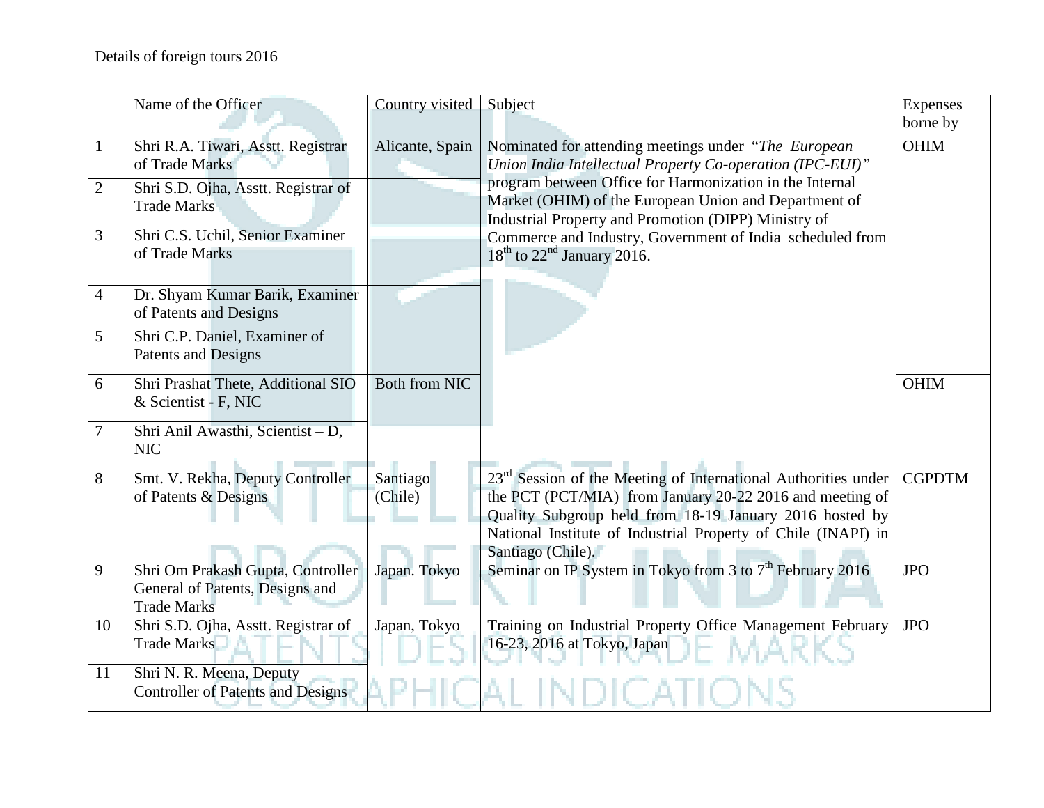Details of foreign tours 2016

| | Name of the Officer | Country visited | Subject | Expenses borne by |
|---|---|---|---|---|
| 1 | Shri R.A. Tiwari, Asstt. Registrar of Trade Marks | Alicante, Spain | Nominated for attending meetings under *"The European Union India Intellectual Property Co-operation (IPC-EUI)"* program between Office for Harmonization in the Internal Market (OHIM) of the European Union and Department of Industrial Property and Promotion (DIPP) Ministry of Commerce and Industry, Government of India scheduled from 18th to 22nd January 2016. | OHIM |
| 2 | Shri S.D. Ojha, Asstt. Registrar of Trade Marks | | | |
| 3 | Shri C.S. Uchil, Senior Examiner of Trade Marks | | | |
| 4 | Dr. Shyam Kumar Barik, Examiner of Patents and Designs | | | |
| 5 | Shri C.P. Daniel, Examiner of Patents and Designs | | | |
| 6 | Shri Prashat Thete, Additional SIO & Scientist - F, NIC | Both from NIC | | OHIM |
| 7 | Shri Anil Awasthi, Scientist – D, NIC | | | |
| 8 | Smt. V. Rekha, Deputy Controller of Patents & Designs | Santiago (Chile) | 23rd Session of the Meeting of International Authorities under the PCT (PCT/MIA) from January 20-22 2016 and meeting of Quality Subgroup held from 18-19 January 2016 hosted by National Institute of Industrial Property of Chile (INAPI) in Santiago (Chile). | CGPDTM |
| 9 | Shri Om Prakash Gupta, Controller General of Patents, Designs and Trade Marks | Japan. Tokyo | Seminar on IP System in Tokyo from 3 to 7th February 2016 | JPO |
| 10 | Shri S.D. Ojha, Asstt. Registrar of Trade Marks | Japan, Tokyo | Training on Industrial Property Office Management February 16-23, 2016 at Tokyo, Japan | JPO |
| 11 | Shri N. R. Meena, Deputy Controller of Patents and Designs | | | |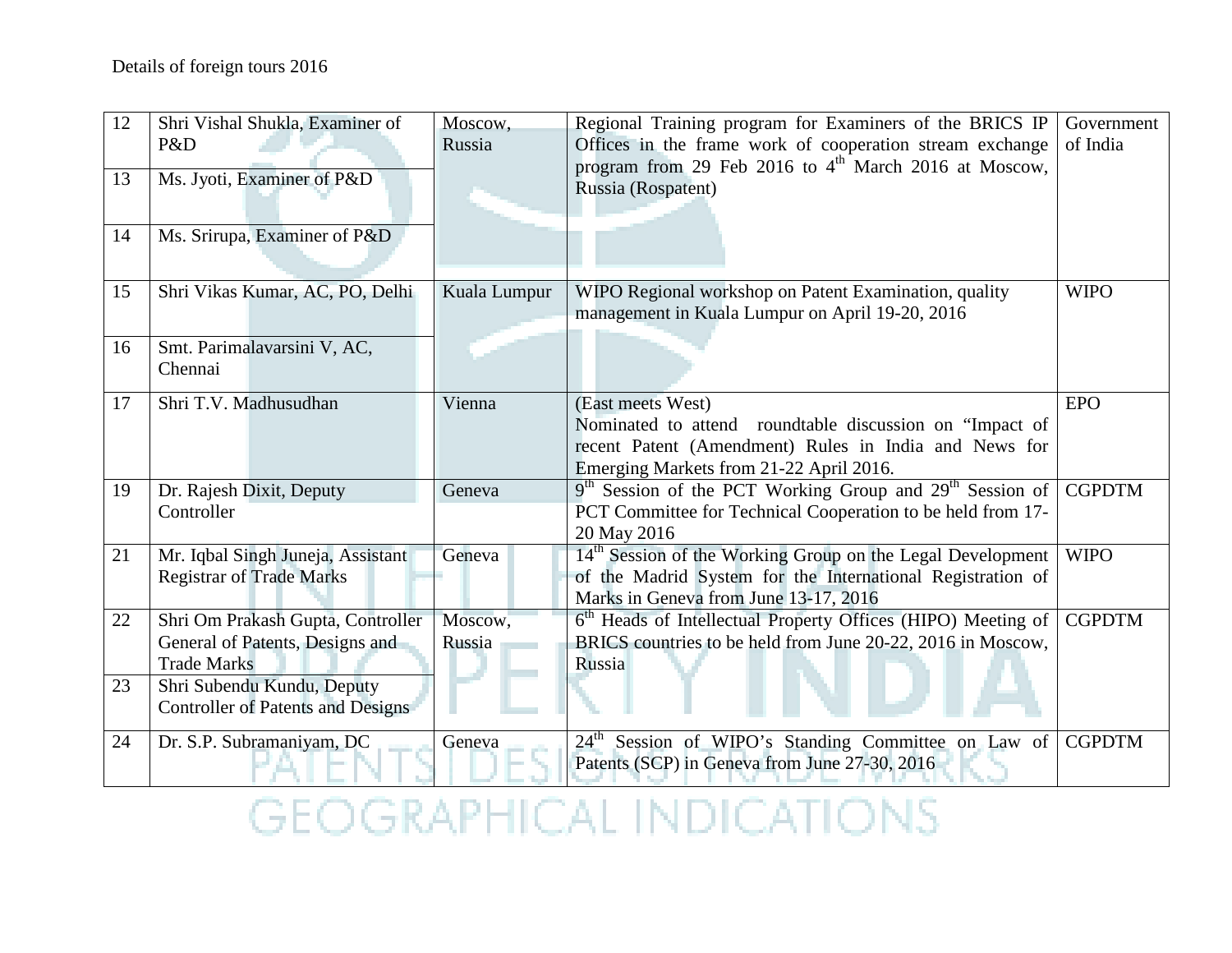Details of foreign tours 2016

| | | | | |
|---|---|---|---|---|
| 12 | Shri Vishal Shukla, Examiner of P&D | Moscow, Russia | Regional Training program for Examiners of the BRICS IP Offices in the frame work of cooperation stream exchange program from 29 Feb 2016 to 4th March 2016 at Moscow, Russia (Rospatent) | Government of India |
| 13 | Ms. Jyoti, Examiner of P&D | | | |
| 14 | Ms. Srirupa, Examiner of P&D | | | |
| 15 | Shri Vikas Kumar, AC, PO, Delhi | Kuala Lumpur | WIPO Regional workshop on Patent Examination, quality management in Kuala Lumpur on April 19-20, 2016 | WIPO |
| 16 | Smt. Parimalavarsini V, AC, Chennai | | | |
| 17 | Shri T.V. Madhusudhan | Vienna | (East meets West) Nominated to attend roundtable discussion on "Impact of recent Patent (Amendment) Rules in India and News for Emerging Markets from 21-22 April 2016. | EPO |
| 19 | Dr. Rajesh Dixit, Deputy Controller | Geneva | 9th Session of the PCT Working Group and 29th Session of PCT Committee for Technical Cooperation to be held from 17-20 May 2016 | CGPDTM |
| 21 | Mr. Iqbal Singh Juneja, Assistant Registrar of Trade Marks | Geneva | 14th Session of the Working Group on the Legal Development of the Madrid System for the International Registration of Marks in Geneva from June 13-17, 2016 | WIPO |
| 22 | Shri Om Prakash Gupta, Controller General of Patents, Designs and Trade Marks | Moscow, Russia | 6th Heads of Intellectual Property Offices (HIPO) Meeting of BRICS countries to be held from June 20-22, 2016 in Moscow, Russia | CGPDTM |
| 23 | Shri Subendu Kundu, Deputy Controller of Patents and Designs | | | |
| 24 | Dr. S.P. Subramaniyam, DC | Geneva | 24th Session of WIPO's Standing Committee on Law of Patents (SCP) in Geneva from June 27-30, 2016 | CGPDTM |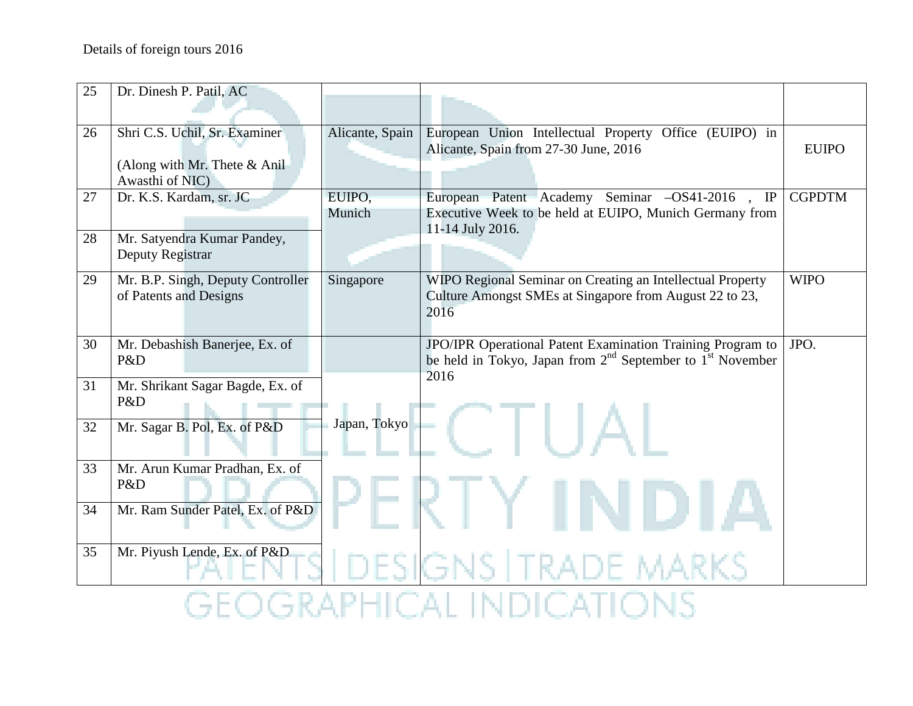Details of foreign tours 2016

| | | | | |
|---|---|---|---|---|
| 25 | Dr. Dinesh P. Patil, AC | | | |
| 26 | Shri C.S. Uchil, Sr. Examiner (Along with Mr. Thete & Anil Awasthi of NIC) | Alicante, Spain | European Union Intellectual Property Office (EUIPO) in Alicante, Spain from 27-30 June, 2016 | EUIPO |
| 27 | Dr. K.S. Kardam, sr. JC | EUIPO, Munich | European Patent Academy Seminar –OS41-2016 , IP Executive Week to be held at EUIPO, Munich Germany from 11-14 July 2016. | CGPDTM |
| 28 | Mr. Satyendra Kumar Pandey, Deputy Registrar | | | |
| 29 | Mr. B.P. Singh, Deputy Controller of Patents and Designs | Singapore | WIPO Regional Seminar on Creating an Intellectual Property Culture Amongst SMEs at Singapore from August 22 to 23, 2016 | WIPO |
| 30 | Mr. Debashish Banerjee, Ex. of P&D | Japan, Tokyo | JPO/IPR Operational Patent Examination Training Program to be held in Tokyo, Japan from 2nd September to 1st November 2016 | JPO. |
| 31 | Mr. Shrikant Sagar Bagde, Ex. of P&D | | | |
| 32 | Mr. Sagar B. Pol, Ex. of P&D | | | |
| 33 | Mr. Arun Kumar Pradhan, Ex. of P&D | | | |
| 34 | Mr. Ram Sunder Patel, Ex. of P&D | | | |
| 35 | Mr. Piyush Lende, Ex. of P&D | | | |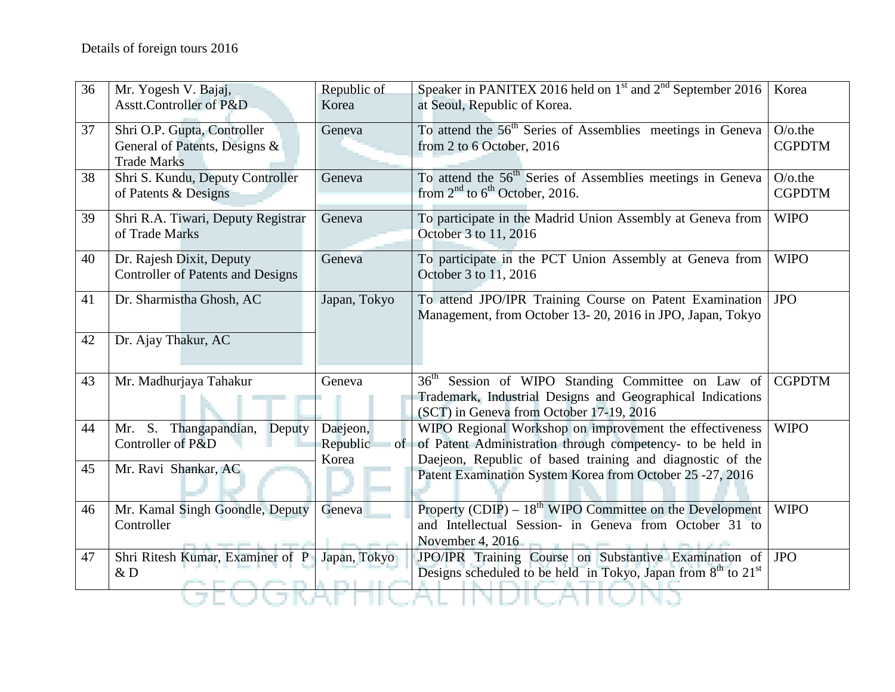Details of foreign tours 2016

| | | | | |
|---|---|---|---|---|
| 36 | Mr. Yogesh V. Bajaj, Asstt.Controller of P&D | Republic of Korea | Speaker in PANITEX 2016 held on 1st and 2nd September 2016 at Seoul, Republic of Korea. | Korea |
| 37 | Shri O.P. Gupta, Controller General of Patents, Designs & Trade Marks | Geneva | To attend the 56th Series of Assemblies meetings in Geneva from 2 to 6 October, 2016 | O/o.the CGPDTM |
| 38 | Shri S. Kundu, Deputy Controller of Patents & Designs | Geneva | To attend the 56th Series of Assemblies meetings in Geneva from 2nd to 6th October, 2016. | O/o.the CGPDTM |
| 39 | Shri R.A. Tiwari, Deputy Registrar of Trade Marks | Geneva | To participate in the Madrid Union Assembly at Geneva from October 3 to 11, 2016 | WIPO |
| 40 | Dr. Rajesh Dixit, Deputy Controller of Patents and Designs | Geneva | To participate in the PCT Union Assembly at Geneva from October 3 to 11, 2016 | WIPO |
| 41 | Dr. Sharmistha Ghosh, AC | Japan, Tokyo | To attend JPO/IPR Training Course on Patent Examination Management, from October 13- 20, 2016 in JPO, Japan, Tokyo | JPO |
| 42 | Dr. Ajay Thakur, AC | | | |
| 43 | Mr. Madhurjaya Tahakur | Geneva | 36th Session of WIPO Standing Committee on Law of Trademark, Industrial Designs and Geographical Indications (SCT) in Geneva from October 17-19, 2016 | CGPDTM |
| 44 | Mr. S. Thangapandian, Deputy Controller of P&D | Daejeon, Republic of Korea | WIPO Regional Workshop on improvement the effectiveness of Patent Administration through competency- to be held in Daejeon, Republic of based training and diagnostic of the Patent Examination System Korea from October 25 -27, 2016 | WIPO |
| 45 | Mr. Ravi Shankar, AC | | | |
| 46 | Mr. Kamal Singh Goondle, Deputy Controller | Geneva | Property (CDIP) – 18th WIPO Committee on the Development and Intellectual Session- in Geneva from October 31 to November 4, 2016 | WIPO |
| 47 | Shri Ritesh Kumar, Examiner of P & D | Japan, Tokyo | JPO/IPR Training Course on Substantive Examination of Designs scheduled to be held in Tokyo, Japan from 8th to 21st | JPO |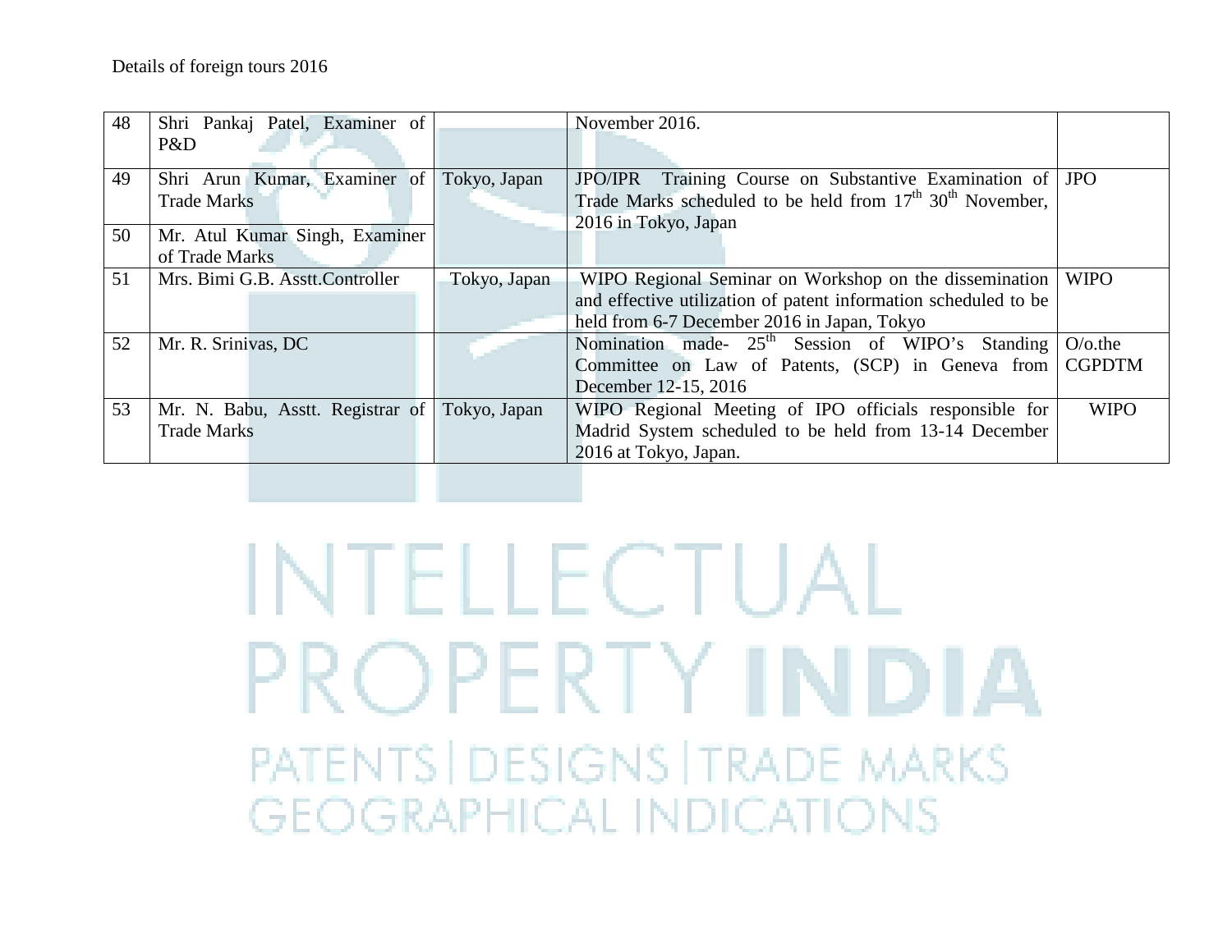Details of foreign tours 2016

| | | | | |
|---|---|---|---|---|
| 48 | Shri Pankaj Patel, Examiner of P&D | | November 2016. | |
| 49 | Shri Arun Kumar, Examiner of Trade Marks | Tokyo, Japan | JPO/IPR Training Course on Substantive Examination of Trade Marks scheduled to be held from 17th 30th November, 2016 in Tokyo, Japan | JPO |
| 50 | Mr. Atul Kumar Singh, Examiner of Trade Marks | | | |
| 51 | Mrs. Bimi G.B. Asstt.Controller | Tokyo, Japan | WIPO Regional Seminar on Workshop on the dissemination and effective utilization of patent information scheduled to be held from 6-7 December 2016 in Japan, Tokyo | WIPO |
| 52 | Mr. R. Srinivas, DC | | Nomination made- 25th Session of WIPO's Standing Committee on Law of Patents, (SCP) in Geneva from December 12-15, 2016 | O/o.the CGPDTM |
| 53 | Mr. N. Babu, Asstt. Registrar of Trade Marks | Tokyo, Japan | WIPO Regional Meeting of IPO officials responsible for Madrid System scheduled to be held from 13-14 December 2016 at Tokyo, Japan. | WIPO |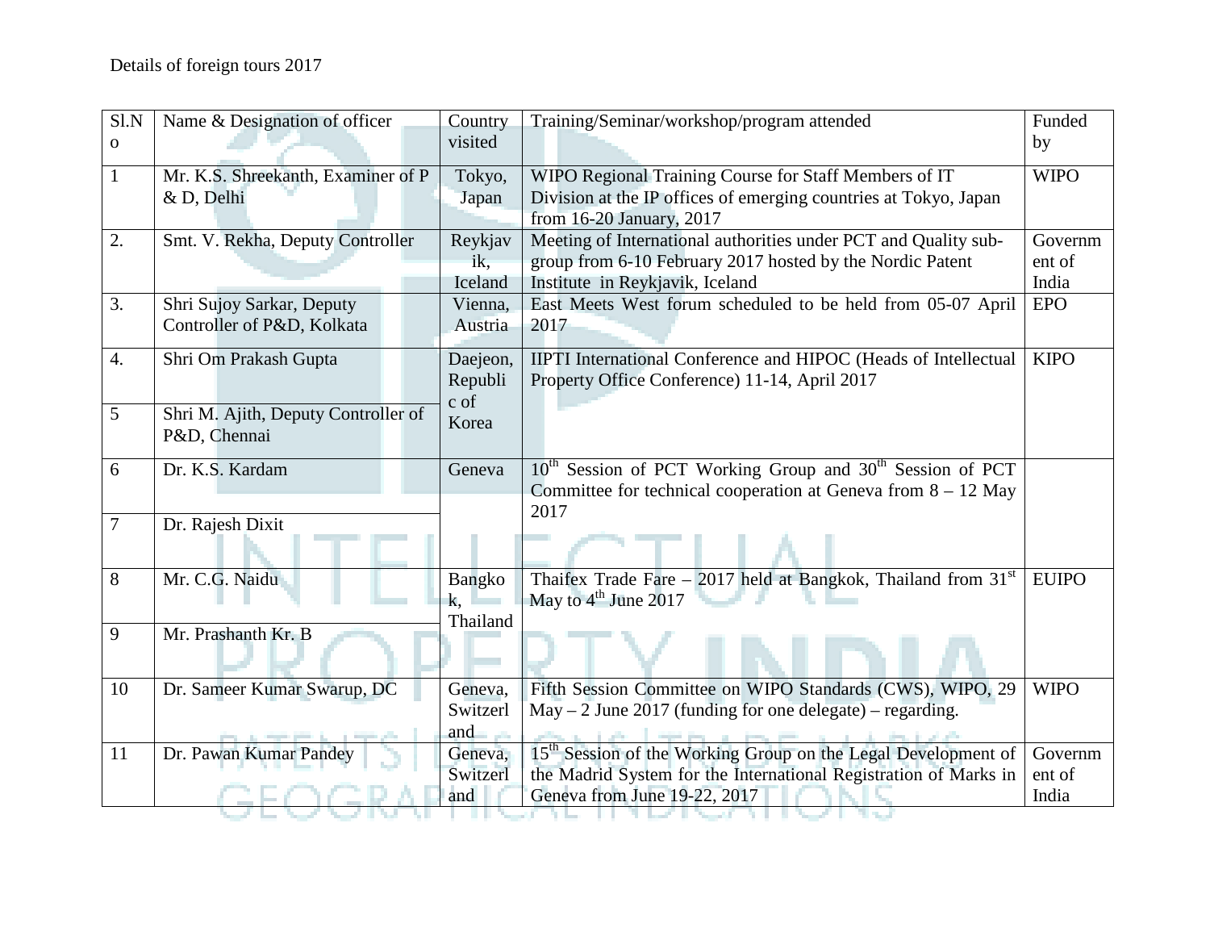Details of foreign tours 2017

| Sl.No | Name & Designation of officer | Country visited | Training/Seminar/workshop/program attended | Funded by |
|---|---|---|---|---|
| 1 | Mr. K.S. Shreekanth, Examiner of P & D, Delhi | Tokyo, Japan | WIPO Regional Training Course for Staff Members of IT Division at the IP offices of emerging countries at Tokyo, Japan from 16-20 January, 2017 | WIPO |
| 2. | Smt. V. Rekha, Deputy Controller | Reykjavik, Iceland | Meeting of International authorities under PCT and Quality sub-group from 6-10 February 2017 hosted by the Nordic Patent Institute in Reykjavik, Iceland | Government of India |
| 3. | Shri Sujoy Sarkar, Deputy Controller of P&D, Kolkata | Vienna, Austria | East Meets West forum scheduled to be held from 05-07 April 2017 | EPO |
| 4. | Shri Om Prakash Gupta | Daejeon, Republic of Korea | IIPTI International Conference and HIPOC (Heads of Intellectual Property Office Conference) 11-14, April 2017 | KIPO |
| 5 | Shri M. Ajith, Deputy Controller of P&D, Chennai | | | |
| 6 | Dr. K.S. Kardam | Geneva | 10th Session of PCT Working Group and 30th Session of PCT Committee for technical cooperation at Geneva from 8 – 12 May 2017 | |
| 7 | Dr. Rajesh Dixit | | | |
| 8 | Mr. C.G. Naidu | Bangkok, Thailand | Thaifex Trade Fare – 2017 held at Bangkok, Thailand from 31st May to 4th June 2017 | EUIPO |
| 9 | Mr. Prashanth Kr. B | | | |
| 10 | Dr. Sameer Kumar Swarup, DC | Geneva, Switzerland | Fifth Session Committee on WIPO Standards (CWS), WIPO, 29 May – 2 June 2017 (funding for one delegate) – regarding. | WIPO |
| 11 | Dr. Pawan Kumar Pandey | Geneva, Switzerland | 15th Session of the Working Group on the Legal Development of the Madrid System for the International Registration of Marks in Geneva from June 19-22, 2017 | Government of India |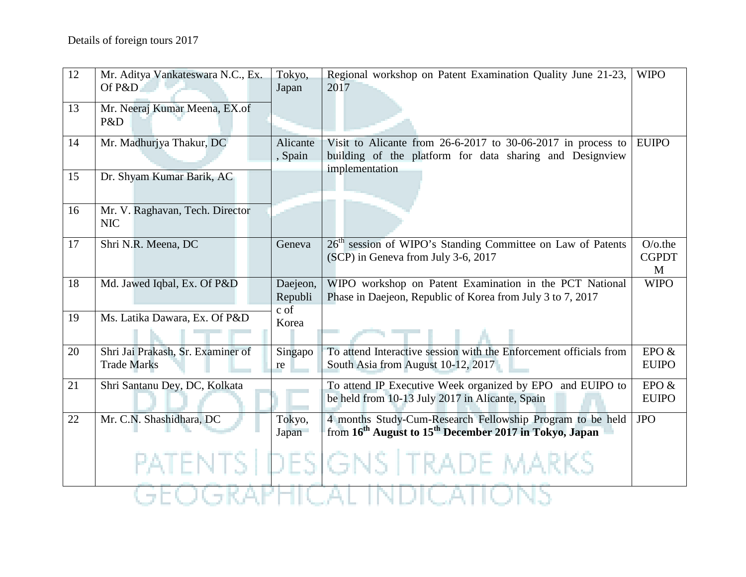Details of foreign tours 2017

| 12 | Mr. Aditya Vankateswara N.C., Ex. Of P&D | Tokyo, Japan | Regional workshop on Patent Examination Quality June 21-23, 2017 | WIPO |
|---|---|---|---|---|
| 13 | Mr. Neeraj Kumar Meena, EX.of P&D | | | |
| 14 | Mr. Madhurjya Thakur, DC | Alicante, Spain | Visit to Alicante from 26-6-2017 to 30-06-2017 in process to building of the platform for data sharing and Designview implementation | EUIPO |
| 15 | Dr. Shyam Kumar Barik, AC | | | |
| 16 | Mr. V. Raghavan, Tech. Director NIC | | | |
| 17 | Shri N.R. Meena, DC | Geneva | 26th session of WIPO's Standing Committee on Law of Patents (SCP) in Geneva from July 3-6, 2017 | O/o.the CGPDTM |
| 18 | Md. Jawed Iqbal, Ex. Of P&D | Daejeon, Republic of Korea | WIPO workshop on Patent Examination in the PCT National Phase in Daejeon, Republic of Korea from July 3 to 7, 2017 | WIPO |
| 19 | Ms. Latika Dawara, Ex. Of P&D | | | |
| 20 | Shri Jai Prakash, Sr. Examiner of Trade Marks | Singapore | To attend Interactive session with the Enforcement officials from South Asia from August 10-12, 2017 | EPO & EUIPO |
| 21 | Shri Santanu Dey, DC, Kolkata | | To attend IP Executive Week organized by EPO and EUIPO to be held from 10-13 July 2017 in Alicante, Spain | EPO & EUIPO |
| 22 | Mr. C.N. Shashidhara, DC | Tokyo, Japan | 4 months Study-Cum-Research Fellowship Program to be held from **16th August to 15th December 2017 in Tokyo, Japan** | JPO |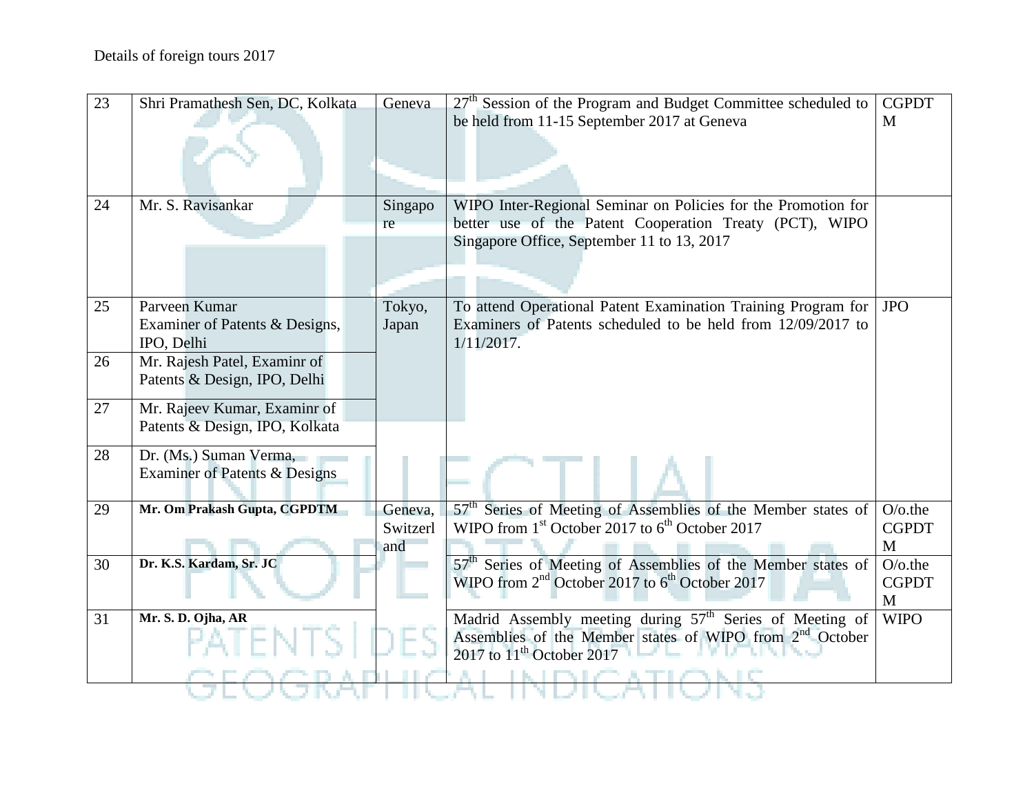Details of foreign tours 2017

| 23 | Shri Pramathesh Sen, DC, Kolkata | Geneva | 27th Session of the Program and Budget Committee scheduled to be held from 11-15 September 2017 at Geneva | CGPDTM |
|---|---|---|---|---|
| 24 | Mr. S. Ravisankar | Singapore | WIPO Inter-Regional Seminar on Policies for the Promotion for better use of the Patent Cooperation Treaty (PCT), WIPO Singapore Office, September 11 to 13, 2017 | |
| 25 | Parveen Kumar Examiner of Patents & Designs, IPO, Delhi | Tokyo, Japan | To attend Operational Patent Examination Training Program for Examiners of Patents scheduled to be held from 12/09/2017 to 1/11/2017. | JPO |
| 26 | Mr. Rajesh Patel, Examinr of Patents & Design, IPO, Delhi | | | |
| 27 | Mr. Rajeev Kumar, Examinr of Patents & Design, IPO, Kolkata | | | |
| 28 | Dr. (Ms.) Suman Verma, Examiner of Patents & Designs | | | |
| 29 | **Mr. Om Prakash Gupta, CGPDTM** | Geneva, Switzerland | 57th Series of Meeting of Assemblies of the Member states of WIPO from 1st October 2017 to 6th October 2017 | O/o.the CGPDTM |
| 30 | **Dr. K.S. Kardam, Sr. JC** | | 57th Series of Meeting of Assemblies of the Member states of WIPO from 2nd October 2017 to 6th October 2017 | O/o.the CGPDTM |
| 31 | **Mr. S. D. Ojha, AR** | | Madrid Assembly meeting during 57th Series of Meeting of Assemblies of the Member states of WIPO from 2nd October 2017 to 11th October 2017 | WIPO |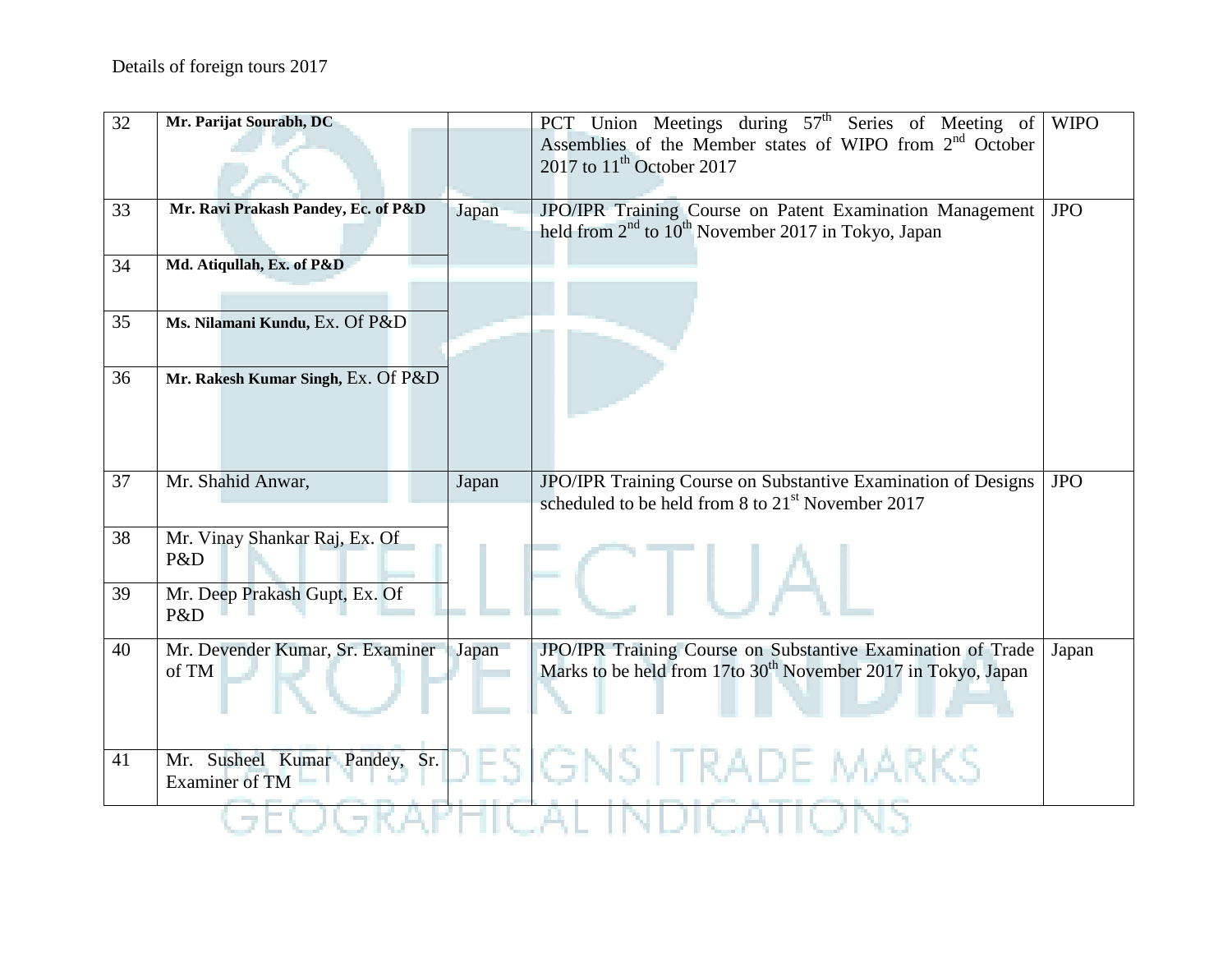Details of foreign tours 2017

| 32 | **Mr. Parijat Sourabh, DC** | | PCT Union Meetings during 57th Series of Meeting of Assemblies of the Member states of WIPO from 2nd October 2017 to 11th October 2017 | WIPO |
|---|---|---|---|---|
| 33 | **Mr. Ravi Prakash Pandey, Ec. of P&D** | Japan | JPO/IPR Training Course on Patent Examination Management held from 2nd to 10th November 2017 in Tokyo, Japan | JPO |
| 34 | **Md. Atiqullah, Ex. of P&D** | | | |
| 35 | **Ms. Nilamani Kundu,** Ex. Of P&D | | | |
| 36 | **Mr. Rakesh Kumar Singh,** Ex. Of P&D | | | |
| 37 | Mr. Shahid Anwar, | Japan | JPO/IPR Training Course on Substantive Examination of Designs scheduled to be held from 8 to 21st November 2017 | JPO |
| 38 | Mr. Vinay Shankar Raj, Ex. Of P&D | | | |
| 39 | Mr. Deep Prakash Gupt, Ex. Of P&D | | | |
| 40 | Mr. Devender Kumar, Sr. Examiner of TM | Japan | JPO/IPR Training Course on Substantive Examination of Trade Marks to be held from 17to 30th November 2017 in Tokyo, Japan | Japan |
| 41 | Mr. Susheel Kumar Pandey, Sr. Examiner of TM | | | |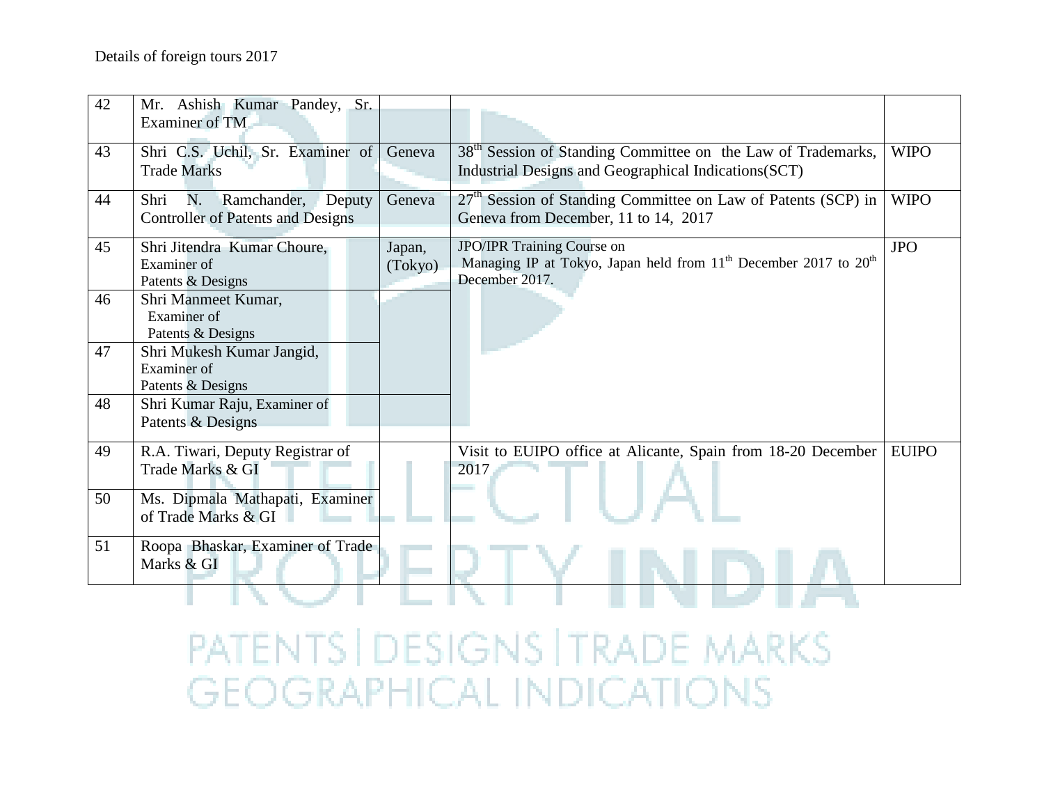Details of foreign tours 2017

| | | | | |
|---|---|---|---|---|
| 42 | Mr. Ashish Kumar Pandey, Sr. Examiner of TM | | | |
| 43 | Shri C.S. Uchil, Sr. Examiner of Trade Marks | Geneva | 38th Session of Standing Committee on the Law of Trademarks, Industrial Designs and Geographical Indications(SCT) | WIPO |
| 44 | Shri N. Ramchander, Deputy Controller of Patents and Designs | Geneva | 27th Session of Standing Committee on Law of Patents (SCP) in Geneva from December, 11 to 14, 2017 | WIPO |
| 45 | Shri Jitendra Kumar Choure, Examiner of Patents & Designs | Japan, (Tokyo) | JPO/IPR Training Course on Managing IP at Tokyo, Japan held from 11th December 2017 to 20th December 2017. | JPO |
| 46 | Shri Manmeet Kumar, Examiner of Patents & Designs | | | |
| 47 | Shri Mukesh Kumar Jangid, Examiner of Patents & Designs | | | |
| 48 | Shri Kumar Raju, Examiner of Patents & Designs | | | |
| 49 | R.A. Tiwari, Deputy Registrar of Trade Marks & GI | | Visit to EUIPO office at Alicante, Spain from 18-20 December 2017 | EUIPO |
| 50 | Ms. Dipmala Mathapati, Examiner of Trade Marks & GI | | | |
| 51 | Roopa Bhaskar, Examiner of Trade Marks & GI | | | |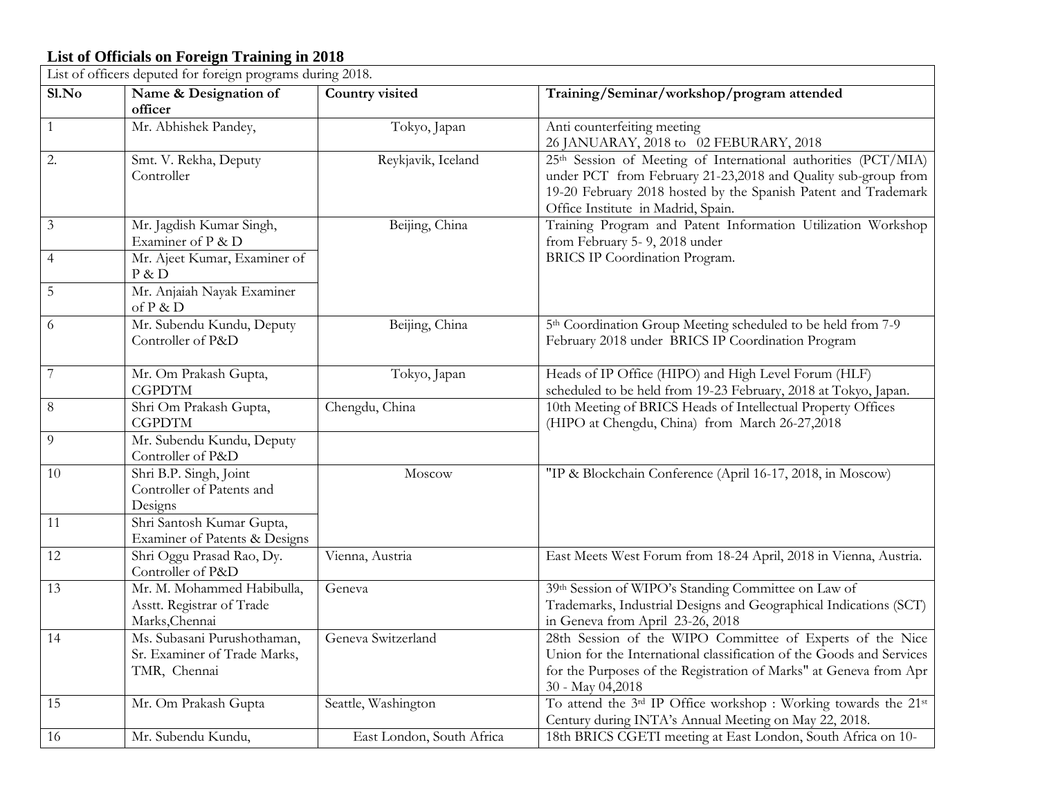## List of Officials on Foreign Training in 2018

| List of officers deputed for foreign programs during 2018. | | | |
|---|---|---|---|
| **Sl.No** | **Name & Designation of officer** | **Country visited** | **Training/Seminar/workshop/program attended** |
| 1 | Mr. Abhishek Pandey, | Tokyo, Japan | Anti counterfeiting meeting 26 JANUARAY, 2018 to 02 FEBURARY, 2018 |
| 2. | Smt. V. Rekha, Deputy Controller | Reykjavik, Iceland | 25th Session of Meeting of International authorities (PCT/MIA) under PCT from February 21-23,2018 and Quality sub-group from 19-20 February 2018 hosted by the Spanish Patent and Trademark Office Institute in Madrid, Spain. |
| 3 | Mr. Jagdish Kumar Singh, Examiner of P & D | Beijing, China | Training Program and Patent Information Utilization Workshop from February 5- 9, 2018 under BRICS IP Coordination Program. |
| 4 | Mr. Ajeet Kumar, Examiner of P & D | | |
| 5 | Mr. Anjaiah Nayak Examiner of P & D | | |
| 6 | Mr. Subendu Kundu, Deputy Controller of P&D | Beijing, China | 5th Coordination Group Meeting scheduled to be held from 7-9 February 2018 under BRICS IP Coordination Program |
| 7 | Mr. Om Prakash Gupta, CGPDTM | Tokyo, Japan | Heads of IP Office (HIPO) and High Level Forum (HLF) scheduled to be held from 19-23 February, 2018 at Tokyo, Japan. |
| 8 | Shri Om Prakash Gupta, CGPDTM | Chengdu, China | 10th Meeting of BRICS Heads of Intellectual Property Offices (HIPO at Chengdu, China) from March 26-27,2018 |
| 9 | Mr. Subendu Kundu, Deputy Controller of P&D | | |
| 10 | Shri B.P. Singh, Joint Controller of Patents and Designs | Moscow | "IP & Blockchain Conference (April 16-17, 2018, in Moscow) |
| 11 | Shri Santosh Kumar Gupta, Examiner of Patents & Designs | | |
| 12 | Shri Oggu Prasad Rao, Dy. Controller of P&D | Vienna, Austria | East Meets West Forum from 18-24 April, 2018 in Vienna, Austria. |
| 13 | Mr. M. Mohammed Habibulla, Asstt. Registrar of Trade Marks,Chennai | Geneva | 39th Session of WIPO's Standing Committee on Law of Trademarks, Industrial Designs and Geographical Indications (SCT) in Geneva from April 23-26, 2018 |
| 14 | Ms. Subasani Purushothaman, Sr. Examiner of Trade Marks, TMR, Chennai | Geneva Switzerland | 28th Session of the WIPO Committee of Experts of the Nice Union for the International classification of the Goods and Services for the Purposes of the Registration of Marks" at Geneva from Apr 30 - May 04,2018 |
| 15 | Mr. Om Prakash Gupta | Seattle, Washington | To attend the 3rd IP Office workshop : Working towards the 21st Century during INTA's Annual Meeting on May 22, 2018. |
| 16 | Mr. Subendu Kundu, | East London, South Africa | 18th BRICS CGETI meeting at East London, South Africa on 10- |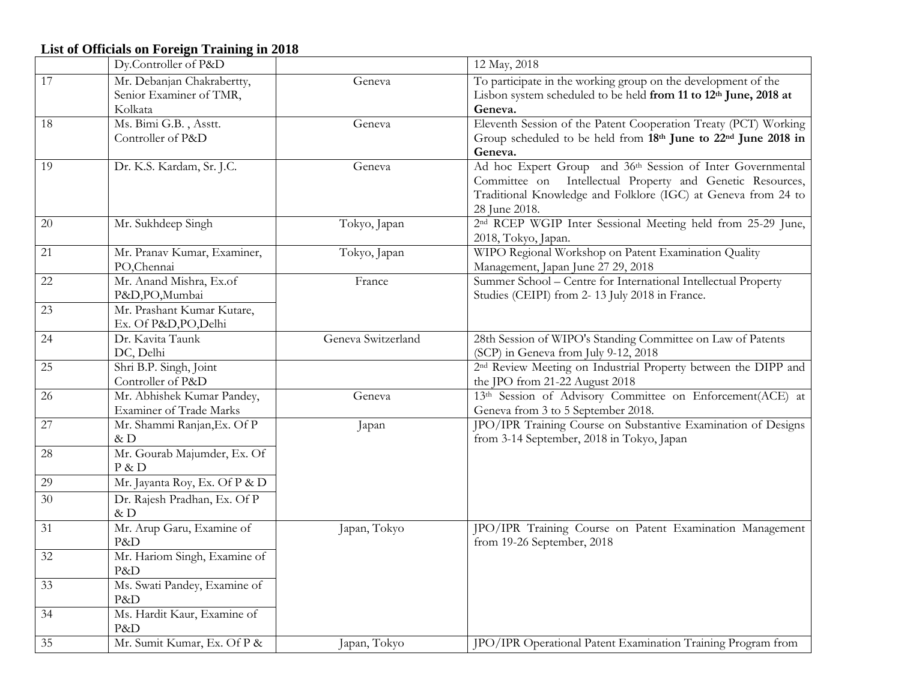**List of Officials on Foreign Training in 2018**

| | | | |
|---|---|---|---|
| | Dy.Controller of P&D | | 12 May, 2018 |
| 17 | Mr. Debanjan Chakrabertty, Senior Examiner of TMR, Kolkata | Geneva | To participate in the working group on the development of the Lisbon system scheduled to be held **from 11 to 12th June, 2018 at Geneva.** |
| 18 | Ms. Bimi G.B. , Asstt. Controller of P&D | Geneva | Eleventh Session of the Patent Cooperation Treaty (PCT) Working Group scheduled to be held from **18th June to 22nd June 2018 in Geneva.** |
| 19 | Dr. K.S. Kardam, Sr. J.C. | Geneva | Ad hoc Expert Group and 36th Session of Inter Governmental Committee on Intellectual Property and Genetic Resources, Traditional Knowledge and Folklore (IGC) at Geneva from 24 to 28 June 2018. |
| 20 | Mr. Sukhdeep Singh | Tokyo, Japan | 2nd RCEP WGIP Inter Sessional Meeting held from 25-29 June, 2018, Tokyo, Japan. |
| 21 | Mr. Pranav Kumar, Examiner, PO,Chennai | Tokyo, Japan | WIPO Regional Workshop on Patent Examination Quality Management, Japan June 27 29, 2018 |
| 22 | Mr. Anand Mishra, Ex.of P&D,PO,Mumbai | France | Summer School – Centre for International Intellectual Property Studies (CEIPI) from 2- 13 July 2018 in France. |
| 23 | Mr. Prashant Kumar Kutare, Ex. Of P&D,PO,Delhi | | |
| 24 | Dr. Kavita Taunk DC, Delhi | Geneva Switzerland | 28th Session of WIPO's Standing Committee on Law of Patents (SCP) in Geneva from July 9-12, 2018 |
| 25 | Shri B.P. Singh, Joint Controller of P&D | | 2nd Review Meeting on Industrial Property between the DIPP and the JPO from 21-22 August 2018 |
| 26 | Mr. Abhishek Kumar Pandey, Examiner of Trade Marks | Geneva | 13th Session of Advisory Committee on Enforcement(ACE) at Geneva from 3 to 5 September 2018. |
| 27 | Mr. Shammi Ranjan,Ex. Of P & D | Japan | JPO/IPR Training Course on Substantive Examination of Designs from 3-14 September, 2018 in Tokyo, Japan |
| 28 | Mr. Gourab Majumder, Ex. Of P & D | | |
| 29 | Mr. Jayanta Roy, Ex. Of P & D | | |
| 30 | Dr. Rajesh Pradhan, Ex. Of P & D | | |
| 31 | Mr. Arup Garu, Examine of P&D | Japan, Tokyo | JPO/IPR Training Course on Patent Examination Management from 19-26 September, 2018 |
| 32 | Mr. Hariom Singh, Examine of P&D | | |
| 33 | Ms. Swati Pandey, Examine of P&D | | |
| 34 | Ms. Hardit Kaur, Examine of P&D | | |
| 35 | Mr. Sumit Kumar, Ex. Of P & | Japan, Tokyo | JPO/IPR Operational Patent Examination Training Program from |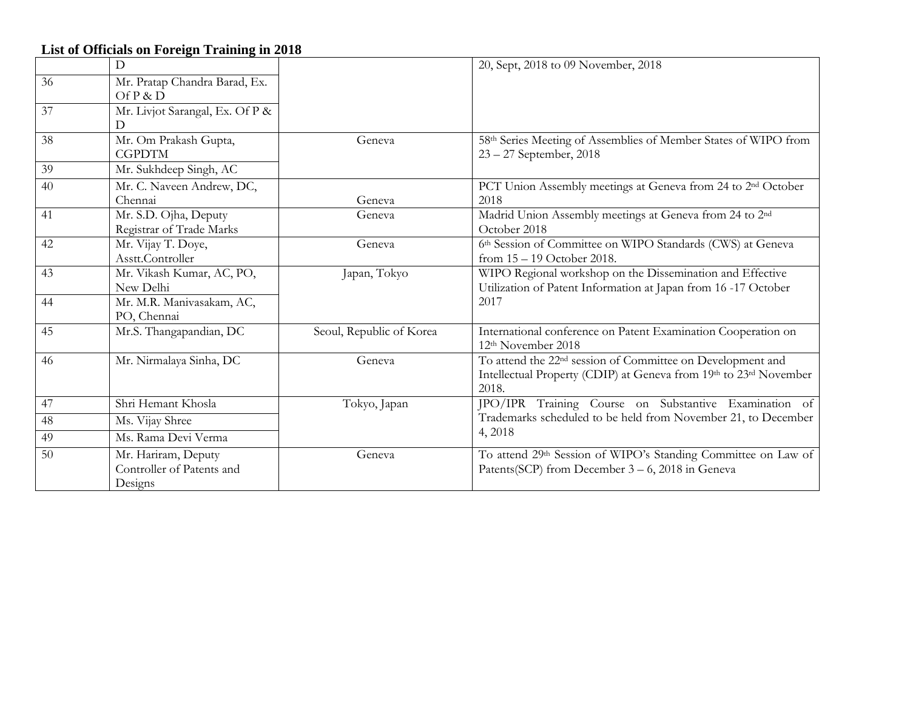**List of Officials on Foreign Training in 2018**

| | | | |
|---|---|---|---|
| | D | | 20, Sept, 2018 to 09 November, 2018 |
| 36 | Mr. Pratap Chandra Barad, Ex. Of P & D | | |
| 37 | Mr. Livjot Sarangal, Ex. Of P & D | | |
| 38 | Mr. Om Prakash Gupta, CGPDTM | Geneva | 58th Series Meeting of Assemblies of Member States of WIPO from 23 – 27 September, 2018 |
| 39 | Mr. Sukhdeep Singh, AC | | |
| 40 | Mr. C. Naveen Andrew, DC, Chennai | Geneva | PCT Union Assembly meetings at Geneva from 24 to 2nd October 2018 |
| 41 | Mr. S.D. Ojha, Deputy Registrar of Trade Marks | Geneva | Madrid Union Assembly meetings at Geneva from 24 to 2nd October 2018 |
| 42 | Mr. Vijay T. Doye, Asstt.Controller | Geneva | 6th Session of Committee on WIPO Standards (CWS) at Geneva from 15 – 19 October 2018. |
| 43 | Mr. Vikash Kumar, AC, PO, New Delhi | Japan, Tokyo | WIPO Regional workshop on the Dissemination and Effective Utilization of Patent Information at Japan from 16 -17 October 2017 |
| 44 | Mr. M.R. Manivasakam, AC, PO, Chennai | | |
| 45 | Mr.S. Thangapandian, DC | Seoul, Republic of Korea | International conference on Patent Examination Cooperation on 12th November 2018 |
| 46 | Mr. Nirmalaya Sinha, DC | Geneva | To attend the 22nd session of Committee on Development and Intellectual Property (CDIP) at Geneva from 19th to 23rd November 2018. |
| 47 | Shri Hemant Khosla | Tokyo, Japan | JPO/IPR Training Course on Substantive Examination of Trademarks scheduled to be held from November 21, to December 4, 2018 |
| 48 | Ms. Vijay Shree | | |
| 49 | Ms. Rama Devi Verma | | |
| 50 | Mr. Hariram, Deputy Controller of Patents and Designs | Geneva | To attend 29th Session of WIPO's Standing Committee on Law of Patents(SCP) from December 3 – 6, 2018 in Geneva |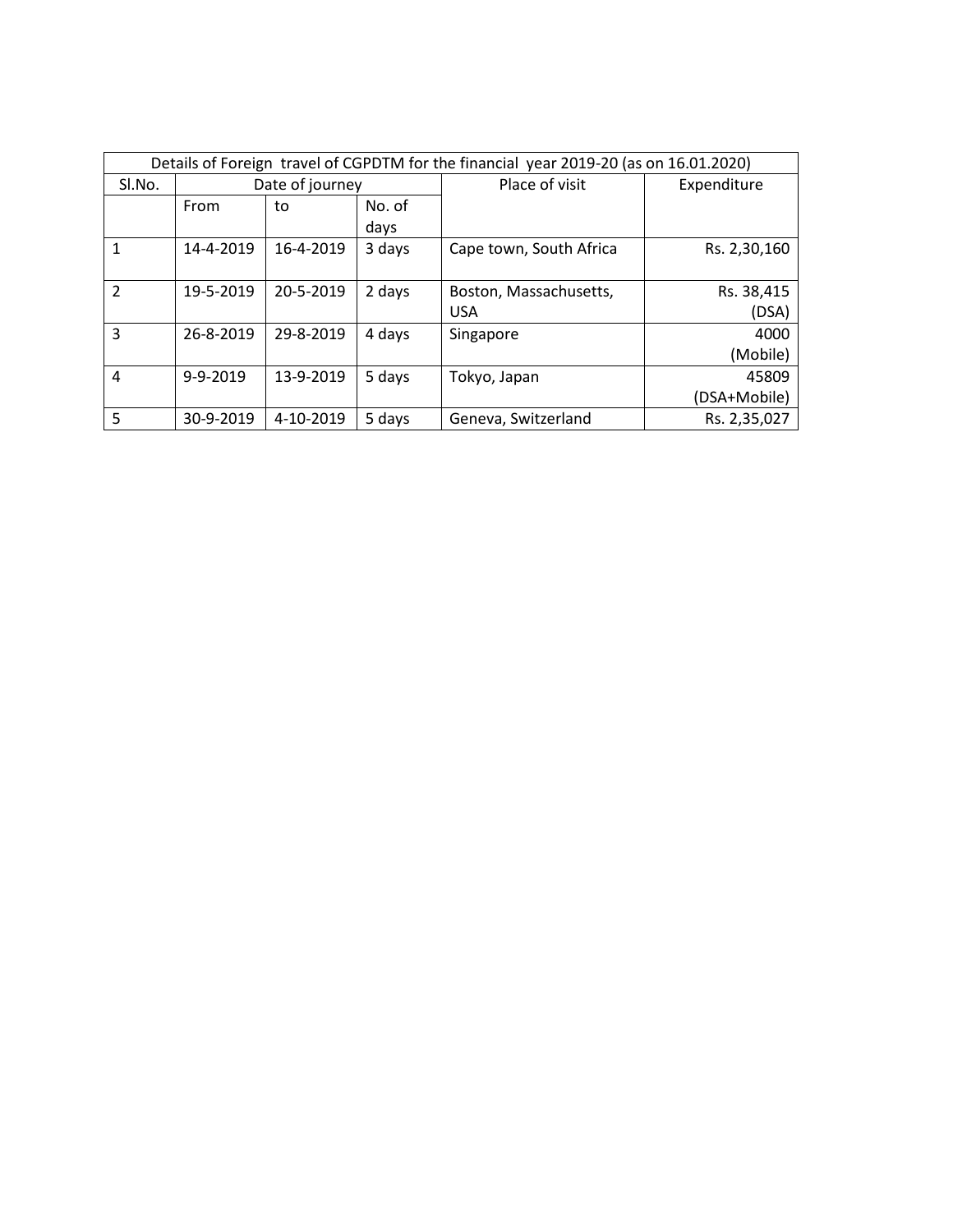| Details of Foreign travel of CGPDTM for the financial year 2019-20 (as on 16.01.2020) | | | | | |
|---|---|---|---|---|---|
| Sl.No. | Date of journey | | | Place of visit | Expenditure |
| | From | to | No. of days | | |
| 1 | 14-4-2019 | 16-4-2019 | 3 days | Cape town, South Africa | Rs. 2,30,160 |
| 2 | 19-5-2019 | 20-5-2019 | 2 days | Boston, Massachusetts, USA | Rs. 38,415 (DSA) |
| 3 | 26-8-2019 | 29-8-2019 | 4 days | Singapore | 4000 (Mobile) |
| 4 | 9-9-2019 | 13-9-2019 | 5 days | Tokyo, Japan | 45809 (DSA+Mobile) |
| 5 | 30-9-2019 | 4-10-2019 | 5 days | Geneva, Switzerland | Rs. 2,35,027 |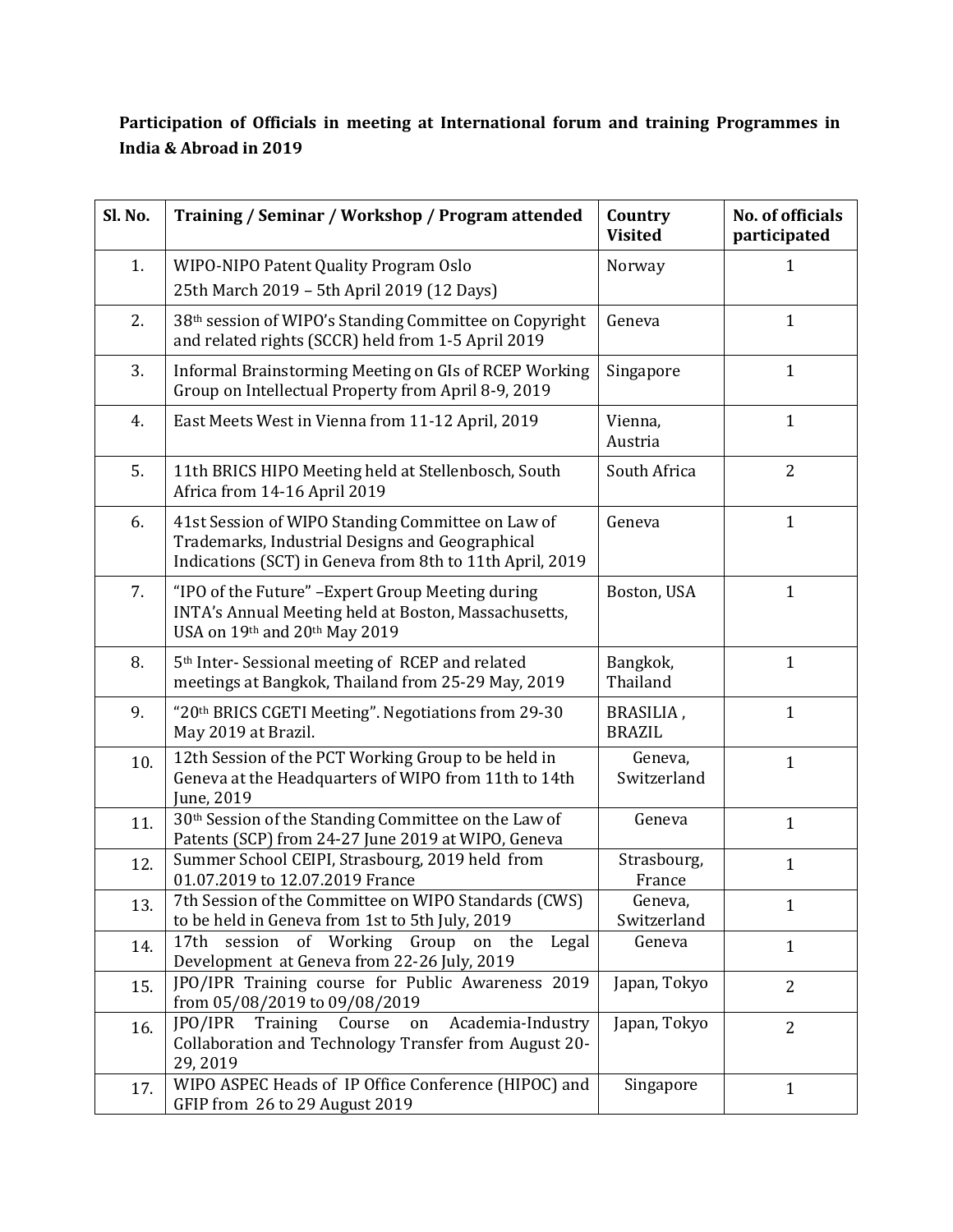**Participation of Officials in meeting at International forum and training Programmes in India & Abroad in 2019**

| Sl. No. | Training / Seminar / Workshop / Program attended | Country Visited | No. of officials participated |
|---|---|---|---|
| 1. | WIPO-NIPO Patent Quality Program Oslo 25th March 2019 – 5th April 2019 (12 Days) | Norway | 1 |
| 2. | 38th session of WIPO's Standing Committee on Copyright and related rights (SCCR) held from 1-5 April 2019 | Geneva | 1 |
| 3. | Informal Brainstorming Meeting on GIs of RCEP Working Group on Intellectual Property from April 8-9, 2019 | Singapore | 1 |
| 4. | East Meets West in Vienna from 11-12 April, 2019 | Vienna, Austria | 1 |
| 5. | 11th BRICS HIPO Meeting held at Stellenbosch, South Africa from 14-16 April 2019 | South Africa | 2 |
| 6. | 41st Session of WIPO Standing Committee on Law of Trademarks, Industrial Designs and Geographical Indications (SCT) in Geneva from 8th to 11th April, 2019 | Geneva | 1 |
| 7. | "IPO of the Future" –Expert Group Meeting during INTA's Annual Meeting held at Boston, Massachusetts, USA on 19th and 20th May 2019 | Boston, USA | 1 |
| 8. | 5th Inter- Sessional meeting of RCEP and related meetings at Bangkok, Thailand from 25-29 May, 2019 | Bangkok, Thailand | 1 |
| 9. | "20th BRICS CGETI Meeting". Negotiations from 29-30 May 2019 at Brazil. | BRASILIA , BRAZIL | 1 |
| 10. | 12th Session of the PCT Working Group to be held in Geneva at the Headquarters of WIPO from 11th to 14th June, 2019 | Geneva, Switzerland | 1 |
| 11. | 30th Session of the Standing Committee on the Law of Patents (SCP) from 24-27 June 2019 at WIPO, Geneva | Geneva | 1 |
| 12. | Summer School CEIPI, Strasbourg, 2019 held from 01.07.2019 to 12.07.2019 France | Strasbourg, France | 1 |
| 13. | 7th Session of the Committee on WIPO Standards (CWS) to be held in Geneva from 1st to 5th July, 2019 | Geneva, Switzerland | 1 |
| 14. | 17th session of Working Group on the Legal Development at Geneva from 22-26 July, 2019 | Geneva | 1 |
| 15. | JPO/IPR Training course for Public Awareness 2019 from 05/08/2019 to 09/08/2019 | Japan, Tokyo | 2 |
| 16. | JPO/IPR Training Course on Academia-Industry Collaboration and Technology Transfer from August 20-29, 2019 | Japan, Tokyo | 2 |
| 17. | WIPO ASPEC Heads of IP Office Conference (HIPOC) and GFIP from 26 to 29 August 2019 | Singapore | 1 |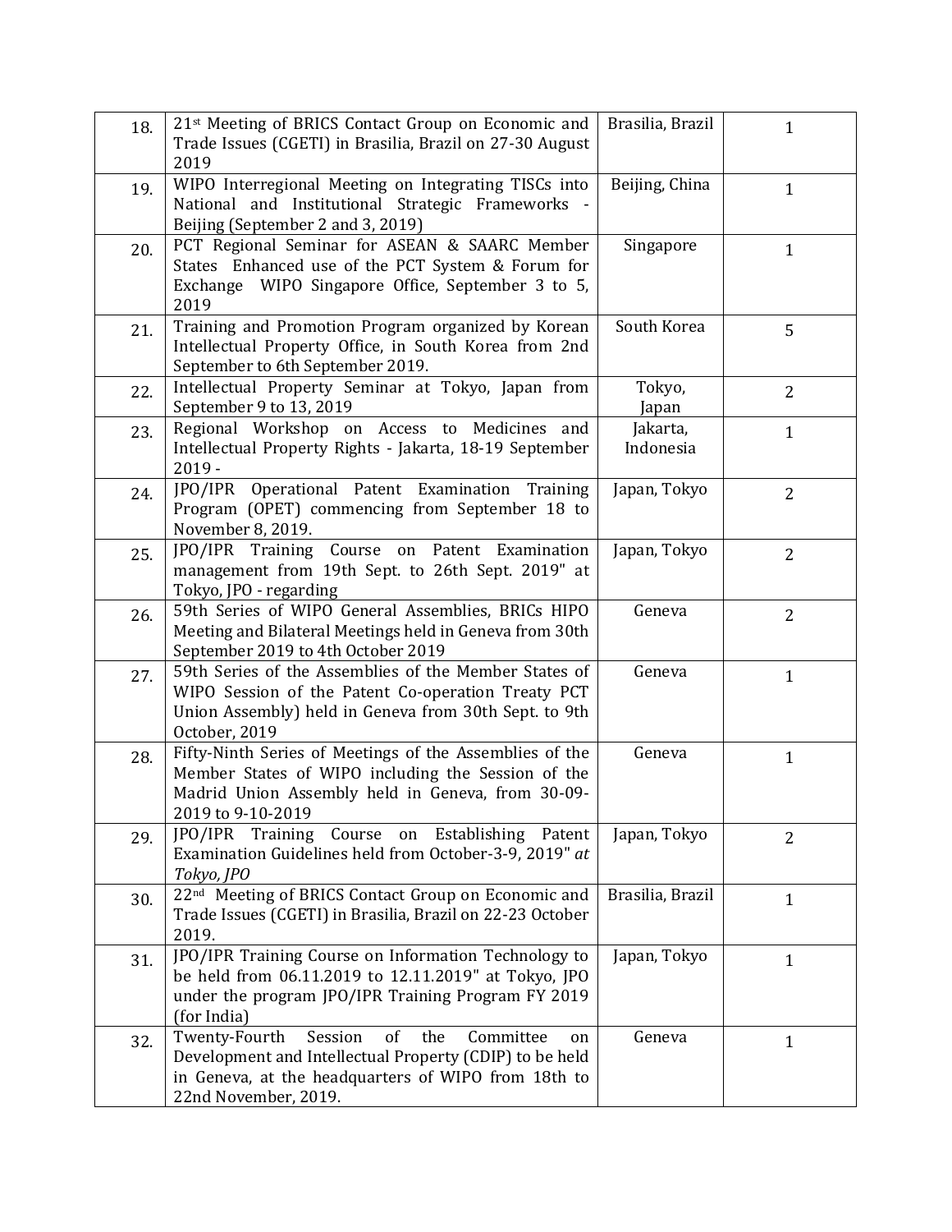| | | | |
|---|---|---|---|
| 18. | 21st Meeting of BRICS Contact Group on Economic and Trade Issues (CGETI) in Brasilia, Brazil on 27-30 August 2019 | Brasilia, Brazil | 1 |
| 19. | WIPO Interregional Meeting on Integrating TISCs into National and Institutional Strategic Frameworks - Beijing (September 2 and 3, 2019) | Beijing, China | 1 |
| 20. | PCT Regional Seminar for ASEAN & SAARC Member States Enhanced use of the PCT System & Forum for Exchange WIPO Singapore Office, September 3 to 5, 2019 | Singapore | 1 |
| 21. | Training and Promotion Program organized by Korean Intellectual Property Office, in South Korea from 2nd September to 6th September 2019. | South Korea | 5 |
| 22. | Intellectual Property Seminar at Tokyo, Japan from September 9 to 13, 2019 | Tokyo, Japan | 2 |
| 23. | Regional Workshop on Access to Medicines and Intellectual Property Rights - Jakarta, 18-19 September 2019 - | Jakarta, Indonesia | 1 |
| 24. | JPO/IPR Operational Patent Examination Training Program (OPET) commencing from September 18 to November 8, 2019. | Japan, Tokyo | 2 |
| 25. | JPO/IPR Training Course on Patent Examination management from 19th Sept. to 26th Sept. 2019" at Tokyo, JPO - regarding | Japan, Tokyo | 2 |
| 26. | 59th Series of WIPO General Assemblies, BRICs HIPO Meeting and Bilateral Meetings held in Geneva from 30th September 2019 to 4th October 2019 | Geneva | 2 |
| 27. | 59th Series of the Assemblies of the Member States of WIPO Session of the Patent Co-operation Treaty PCT Union Assembly) held in Geneva from 30th Sept. to 9th October, 2019 | Geneva | 1 |
| 28. | Fifty-Ninth Series of Meetings of the Assemblies of the Member States of WIPO including the Session of the Madrid Union Assembly held in Geneva, from 30-09-2019 to 9-10-2019 | Geneva | 1 |
| 29. | JPO/IPR Training Course on Establishing Patent Examination Guidelines held from October-3-9, 2019" *at Tokyo, JPO* | Japan, Tokyo | 2 |
| 30. | 22nd Meeting of BRICS Contact Group on Economic and Trade Issues (CGETI) in Brasilia, Brazil on 22-23 October 2019. | Brasilia, Brazil | 1 |
| 31. | JPO/IPR Training Course on Information Technology to be held from 06.11.2019 to 12.11.2019" at Tokyo, JPO under the program JPO/IPR Training Program FY 2019 (for India) | Japan, Tokyo | 1 |
| 32. | Twenty-Fourth Session of the Committee on Development and Intellectual Property (CDIP) to be held in Geneva, at the headquarters of WIPO from 18th to 22nd November, 2019. | Geneva | 1 |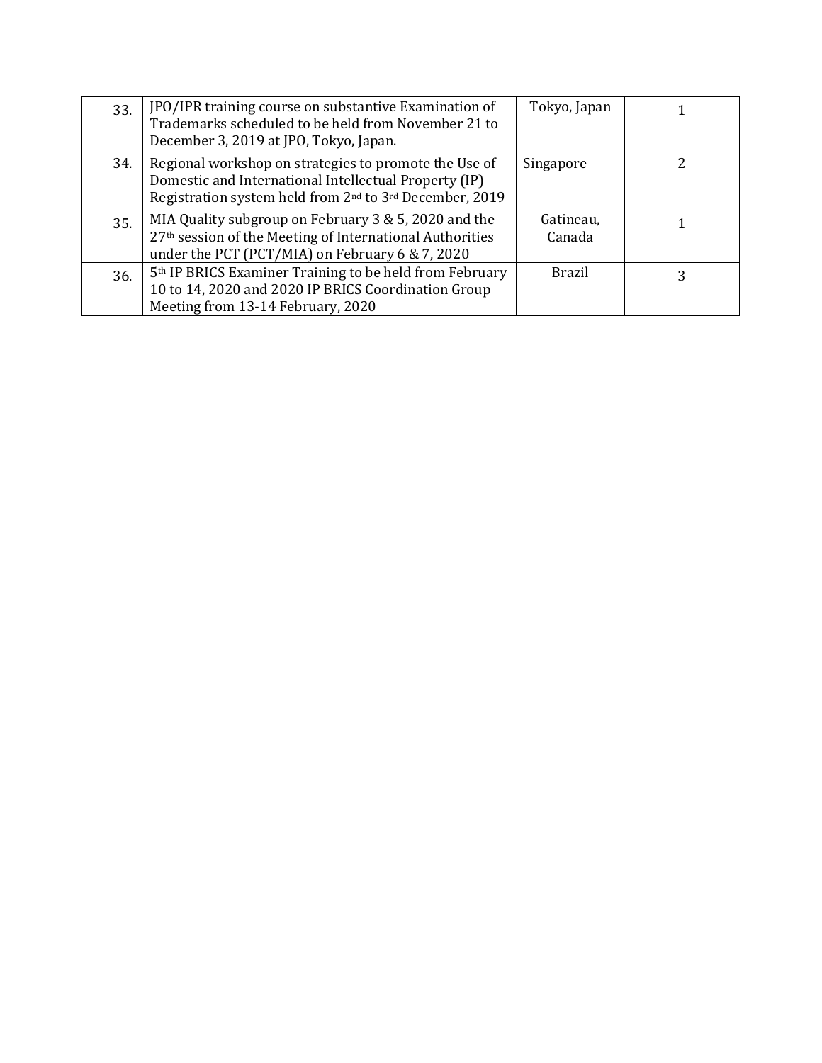| | | | |
|---|---|---|---|
| 33. | JPO/IPR training course on substantive Examination of Trademarks scheduled to be held from November 21 to December 3, 2019 at JPO, Tokyo, Japan. | Tokyo, Japan | 1 |
| 34. | Regional workshop on strategies to promote the Use of Domestic and International Intellectual Property (IP) Registration system held from 2nd to 3rd December, 2019 | Singapore | 2 |
| 35. | MIA Quality subgroup on February 3 & 5, 2020 and the 27th session of the Meeting of International Authorities under the PCT (PCT/MIA) on February 6 & 7, 2020 | Gatineau, Canada | 1 |
| 36. | 5th IP BRICS Examiner Training to be held from February 10 to 14, 2020 and 2020 IP BRICS Coordination Group Meeting from 13-14 February, 2020 | Brazil | 3 |